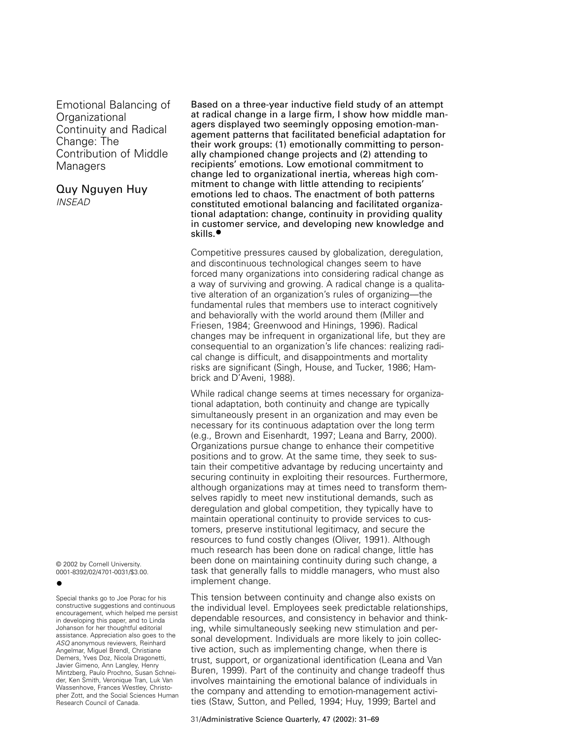# Emotional Balancing of Organizational Continuity and Radical Change: The Contribution of Middle Managers

## Quy Nguyen Huy

*INSEAD*

**Based on a three-year inductive field study of an attempt at radical change in a large firm, I show how middle managers displayed two seemingly opposing emotion-management patterns that facilitated beneficial adaptation for their work groups: (1) emotionally committing to personally championed change projects and (2) attending to recipients' emotions. Low emotional commitment to change led to organizational inertia, whereas high commitment to change with little attending to recipients' emotions led to chaos. The enactment of both patterns constituted emotional balancing and facilitated organizational adaptation: change, continuity in providing quality in customer service, and developing new knowledge and skills.●**

Competitive pressures caused by globalization, deregulation, and discontinuous technological changes seem to have forced many organizations into considering radical change as a way of surviving and growing. A radical change is a qualitative alteration of an organization's rules of organizing—the fundamental rules that members use to interact cognitively and behaviorally with the world around them (Miller and Friesen, 1984; Greenwood and Hinings, 1996). Radical changes may be infrequent in organizational life, but they are consequential to an organization's life chances: realizing radical change is difficult, and disappointments and mortality risks are significant (Singh, House, and Tucker, 1986; Hambrick and D'Aveni, 1988).

While radical change seems at times necessary for organizational adaptation, both continuity and change are typically simultaneously present in an organization and may even be necessary for its continuous adaptation over the long term (e.g., Brown and Eisenhardt, 1997; Leana and Barry, 2000). Organizations pursue change to enhance their competitive positions and to grow. At the same time, they seek to sustain their competitive advantage by reducing uncertainty and securing continuity in exploiting their resources. Furthermore, although organizations may at times need to transform themselves rapidly to meet new institutional demands, such as deregulation and global competition, they typically have to maintain operational continuity to provide services to customers, preserve institutional legitimacy, and secure the resources to fund costly changes (Oliver, 1991). Although much research has been done on radical change, little has been done on maintaining continuity during such change, a task that generally falls to middle managers, who must also implement change.

This tension between continuity and change also exists on the individual level. Employees seek predictable relationships, dependable resources, and consistency in behavior and thinking, while simultaneously seeking new stimulation and personal development. Individuals are more likely to join collective action, such as implementing change, when there is trust, support, or organizational identification (Leana and Van Buren, 1999). Part of the continuity and change tradeoff thus involves maintaining the emotional balance of individuals in the company and attending to emotion-management activities (Staw, Sutton, and Pelled, 1994; Huy, 1999; Bartel and

© 2002 by Cornell University.
0001-8392/02/4701-0031/$3.00.

●

Special thanks go to Joe Porac for his constructive suggestions and continuous encouragement, which helped me persist in developing this paper, and to Linda Johanson for her thoughtful editorial assistance. Appreciation also goes to the *ASQ* anonymous reviewers, Reinhard Angelmar, Miguel Brendl, Christiane Demers, Yves Doz, Nicola Dragonetti, Javier Gimeno, Ann Langley, Henry Mintzberg, Paulo Prochno, Susan Schneider, Ken Smith, Veronique Tran, Luk Van Wassenhove, Frances Westley, Christopher Zott, and the Social Sciences Human Research Council of Canada.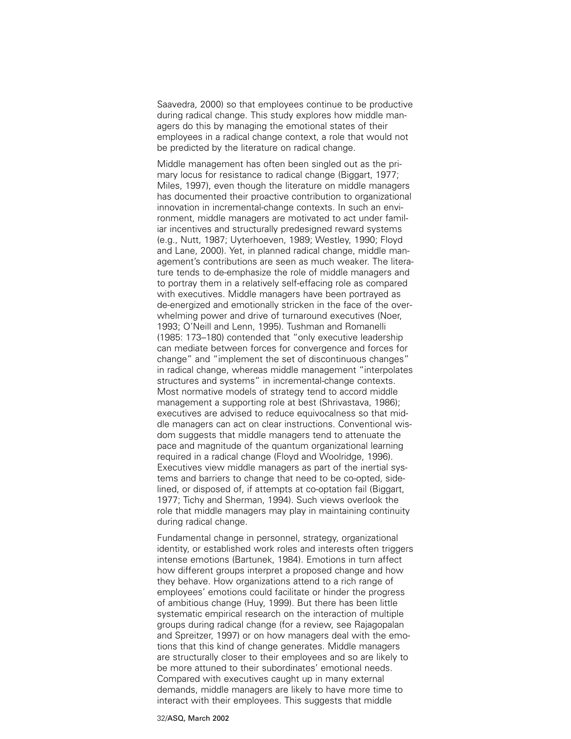Saavedra, 2000) so that employees continue to be productive during radical change. This study explores how middle managers do this by managing the emotional states of their employees in a radical change context, a role that would not be predicted by the literature on radical change.

Middle management has often been singled out as the primary locus for resistance to radical change (Biggart, 1977; Miles, 1997), even though the literature on middle managers has documented their proactive contribution to organizational innovation in incremental-change contexts. In such an environment, middle managers are motivated to act under familiar incentives and structurally predesigned reward systems (e.g., Nutt, 1987; Uyterhoeven, 1989; Westley, 1990; Floyd and Lane, 2000). Yet, in planned radical change, middle management's contributions are seen as much weaker. The literature tends to de-emphasize the role of middle managers and to portray them in a relatively self-effacing role as compared with executives. Middle managers have been portrayed as de-energized and emotionally stricken in the face of the overwhelming power and drive of turnaround executives (Noer, 1993; O'Neill and Lenn, 1995). Tushman and Romanelli (1985: 173–180) contended that "only executive leadership can mediate between forces for convergence and forces for change" and "implement the set of discontinuous changes" in radical change, whereas middle management "interpolates structures and systems" in incremental-change contexts. Most normative models of strategy tend to accord middle management a supporting role at best (Shrivastava, 1986); executives are advised to reduce equivocalness so that middle managers can act on clear instructions. Conventional wisdom suggests that middle managers tend to attenuate the pace and magnitude of the quantum organizational learning required in a radical change (Floyd and Woolridge, 1996). Executives view middle managers as part of the inertial systems and barriers to change that need to be co-opted, sidelined, or disposed of, if attempts at co-optation fail (Biggart, 1977; Tichy and Sherman, 1994). Such views overlook the role that middle managers may play in maintaining continuity during radical change.

Fundamental change in personnel, strategy, organizational identity, or established work roles and interests often triggers intense emotions (Bartunek, 1984). Emotions in turn affect how different groups interpret a proposed change and how they behave. How organizations attend to a rich range of employees' emotions could facilitate or hinder the progress of ambitious change (Huy, 1999). But there has been little systematic empirical research on the interaction of multiple groups during radical change (for a review, see Rajagopalan and Spreitzer, 1997) or on how managers deal with the emotions that this kind of change generates. Middle managers are structurally closer to their employees and so are likely to be more attuned to their subordinates' emotional needs. Compared with executives caught up in many external demands, middle managers are likely to have more time to interact with their employees. This suggests that middle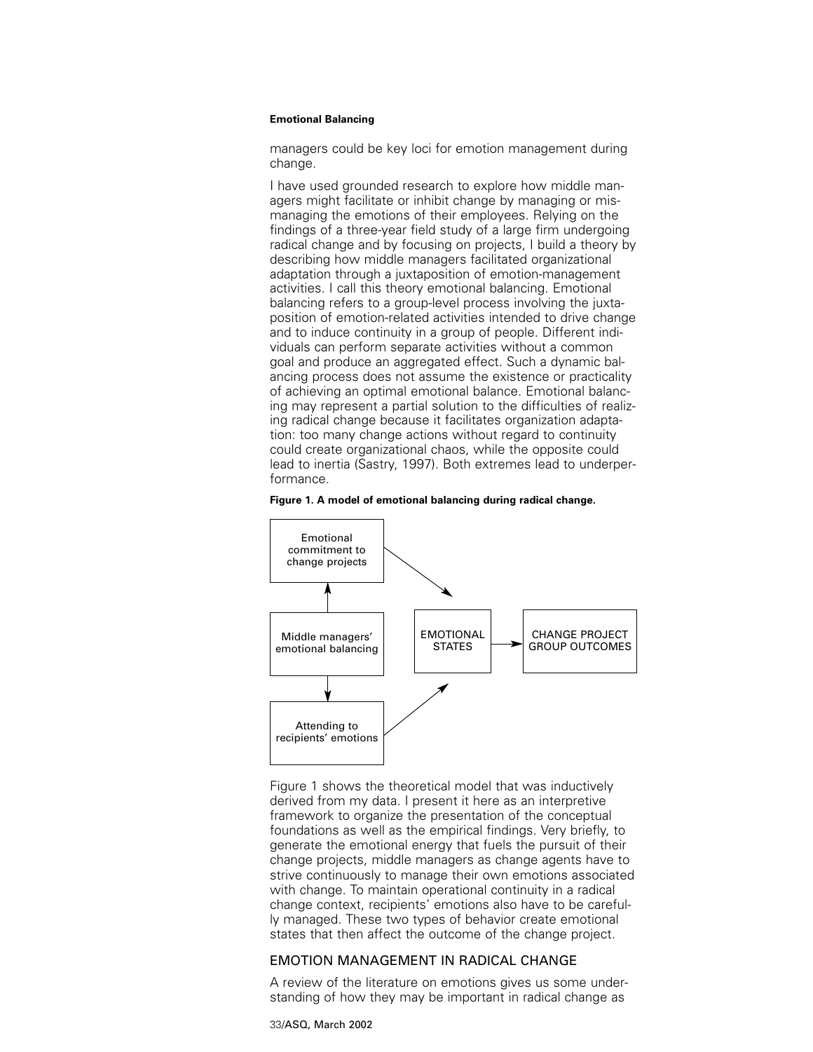managers could be key loci for emotion management during change.

I have used grounded research to explore how middle managers might facilitate or inhibit change by managing or mismanaging the emotions of their employees. Relying on the findings of a three-year field study of a large firm undergoing radical change and by focusing on projects, I build a theory by describing how middle managers facilitated organizational adaptation through a juxtaposition of emotion-management activities. I call this theory emotional balancing. Emotional balancing refers to a group-level process involving the juxtaposition of emotion-related activities intended to drive change and to induce continuity in a group of people. Different individuals can perform separate activities without a common goal and produce an aggregated effect. Such a dynamic balancing process does not assume the existence or practicality of achieving an optimal emotional balance. Emotional balancing may represent a partial solution to the difficulties of realizing radical change because it facilitates organization adaptation: too many change actions without regard to continuity could create organizational chaos, while the opposite could lead to inertia (Sastry, 1997). Both extremes lead to underperformance.

**Figure 1. A model of emotional balancing during radical change.**

Middle managers' emotional balancing → Emotional commitment to change projects → EMOTIONAL STATES

Middle managers' emotional balancing → Attending to recipients' emotions → EMOTIONAL STATES

EMOTIONAL STATES → CHANGE PROJECT GROUP OUTCOMES

Figure 1 shows the theoretical model that was inductively derived from my data. I present it here as an interpretive framework to organize the presentation of the conceptual foundations as well as the empirical findings. Very briefly, to generate the emotional energy that fuels the pursuit of their change projects, middle managers as change agents have to strive continuously to manage their own emotions associated with change. To maintain operational continuity in a radical change context, recipients' emotions also have to be carefully managed. These two types of behavior create emotional states that then affect the outcome of the change project.

## EMOTION MANAGEMENT IN RADICAL CHANGE

A review of the literature on emotions gives us some understanding of how they may be important in radical change as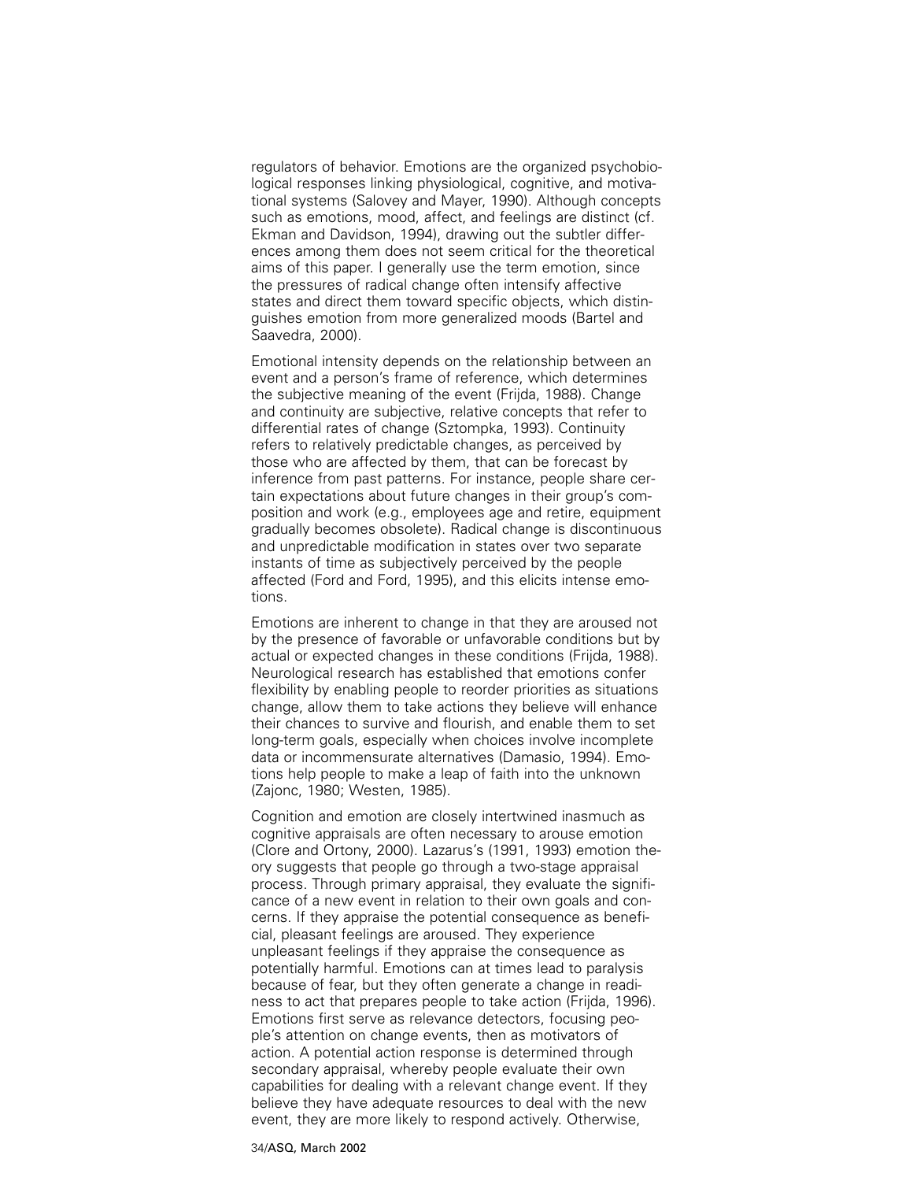regulators of behavior. Emotions are the organized psychobiological responses linking physiological, cognitive, and motivational systems (Salovey and Mayer, 1990). Although concepts such as emotions, mood, affect, and feelings are distinct (cf. Ekman and Davidson, 1994), drawing out the subtler differences among them does not seem critical for the theoretical aims of this paper. I generally use the term emotion, since the pressures of radical change often intensify affective states and direct them toward specific objects, which distinguishes emotion from more generalized moods (Bartel and Saavedra, 2000).

Emotional intensity depends on the relationship between an event and a person's frame of reference, which determines the subjective meaning of the event (Frijda, 1988). Change and continuity are subjective, relative concepts that refer to differential rates of change (Sztompka, 1993). Continuity refers to relatively predictable changes, as perceived by those who are affected by them, that can be forecast by inference from past patterns. For instance, people share certain expectations about future changes in their group's composition and work (e.g., employees age and retire, equipment gradually becomes obsolete). Radical change is discontinuous and unpredictable modification in states over two separate instants of time as subjectively perceived by the people affected (Ford and Ford, 1995), and this elicits intense emotions.

Emotions are inherent to change in that they are aroused not by the presence of favorable or unfavorable conditions but by actual or expected changes in these conditions (Frijda, 1988). Neurological research has established that emotions confer flexibility by enabling people to reorder priorities as situations change, allow them to take actions they believe will enhance their chances to survive and flourish, and enable them to set long-term goals, especially when choices involve incomplete data or incommensurate alternatives (Damasio, 1994). Emotions help people to make a leap of faith into the unknown (Zajonc, 1980; Westen, 1985).

Cognition and emotion are closely intertwined inasmuch as cognitive appraisals are often necessary to arouse emotion (Clore and Ortony, 2000). Lazarus's (1991, 1993) emotion theory suggests that people go through a two-stage appraisal process. Through primary appraisal, they evaluate the significance of a new event in relation to their own goals and concerns. If they appraise the potential consequence as beneficial, pleasant feelings are aroused. They experience unpleasant feelings if they appraise the consequence as potentially harmful. Emotions can at times lead to paralysis because of fear, but they often generate a change in readiness to act that prepares people to take action (Frijda, 1996). Emotions first serve as relevance detectors, focusing people's attention on change events, then as motivators of action. A potential action response is determined through secondary appraisal, whereby people evaluate their own capabilities for dealing with a relevant change event. If they believe they have adequate resources to deal with the new event, they are more likely to respond actively. Otherwise,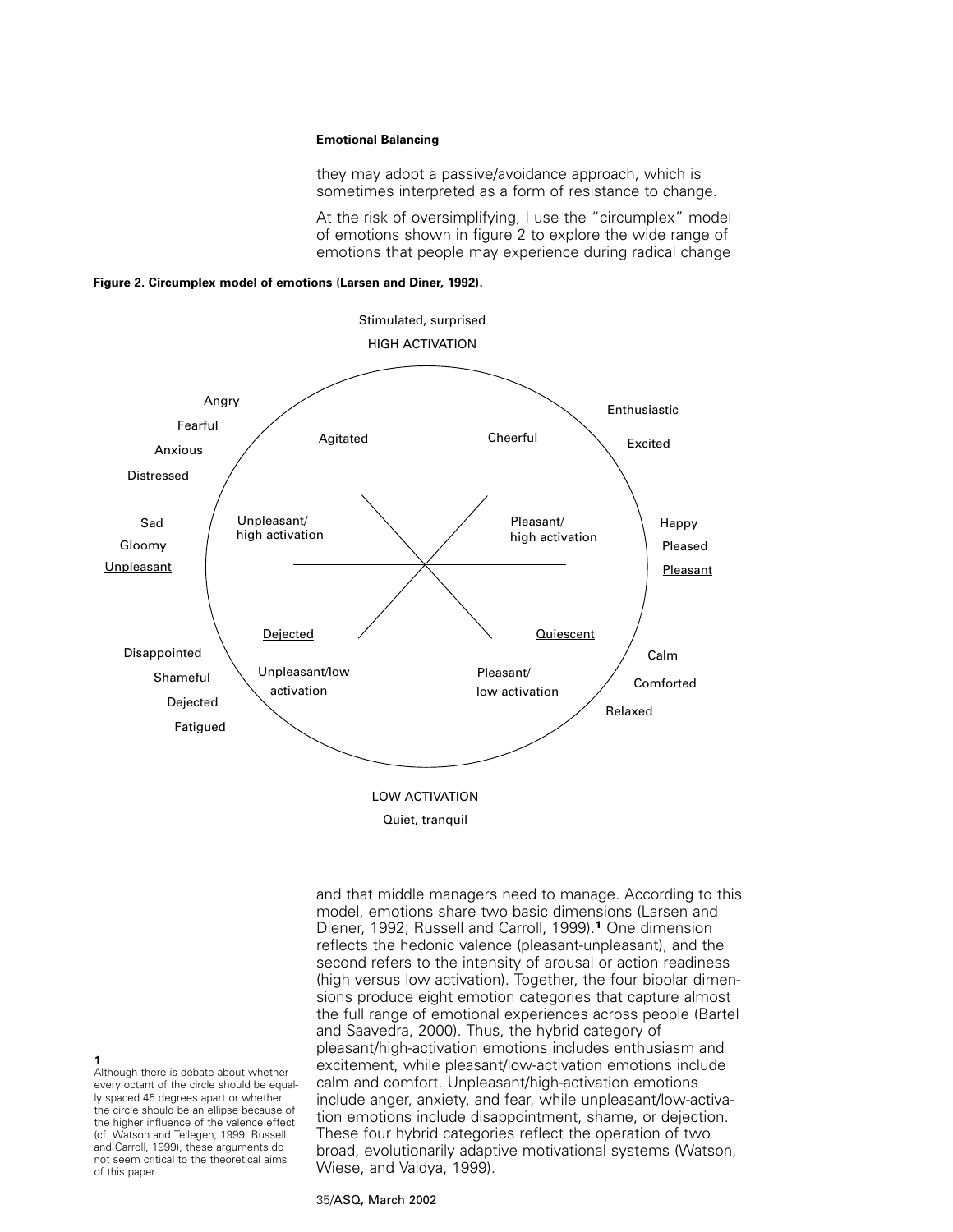they may adopt a passive/avoidance approach, which is sometimes interpreted as a form of resistance to change.

At the risk of oversimplifying, I use the "circumplex" model of emotions shown in figure 2 to explore the wide range of emotions that people may experience during radical change

**Figure 2. Circumplex model of emotions (Larsen and Diner, 1992).**

Stimulated, surprised

HIGH ACTIVATION

Angry
Fearful
Anxious
Distressed

Agitated

Cheerful

Enthusiastic

Excited

Sad
Gloomy
Unpleasant

Unpleasant/ high activation

Pleasant/ high activation

Happy
Pleased
Pleasant

Dejected

Quiescent

Disappointed
Shameful
Dejected
Fatigued

Unpleasant/low activation

Pleasant/ low activation

Calm
Comforted
Relaxed

LOW ACTIVATION

Quiet, tranquil

and that middle managers need to manage. According to this model, emotions share two basic dimensions (Larsen and Diener, 1992; Russell and Carroll, 1999).[1] One dimension reflects the hedonic valence (pleasant-unpleasant), and the second refers to the intensity of arousal or action readiness (high versus low activation). Together, the four bipolar dimensions produce eight emotion categories that capture almost the full range of emotional experiences across people (Bartel and Saavedra, 2000). Thus, the hybrid category of pleasant/high-activation emotions includes enthusiasm and excitement, while pleasant/low-activation emotions include calm and comfort. Unpleasant/high-activation emotions include anger, anxiety, and fear, while unpleasant/low-activation emotions include disappointment, shame, or dejection. These four hybrid categories reflect the operation of two broad, evolutionarily adaptive motivational systems (Watson, Wiese, and Vaidya, 1999).

[1] Although there is debate about whether every octant of the circle should be equally spaced 45 degrees apart or whether the circle should be an ellipse because of the higher influence of the valence effect (cf. Watson and Tellegen, 1999; Russell and Carroll, 1999), these arguments do not seem critical to the theoretical aims of this paper.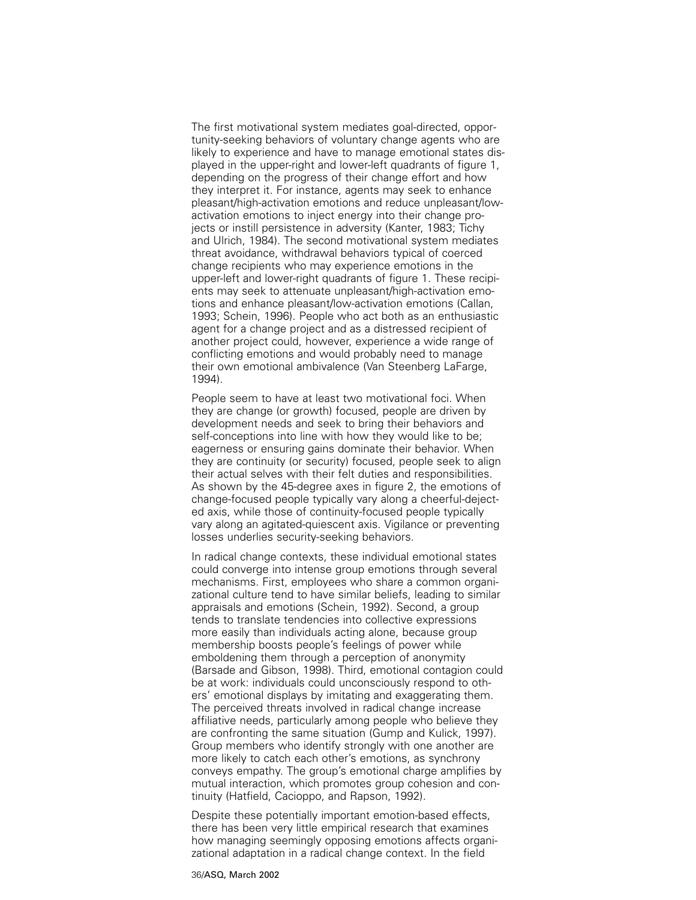The first motivational system mediates goal-directed, opportunity-seeking behaviors of voluntary change agents who are likely to experience and have to manage emotional states displayed in the upper-right and lower-left quadrants of figure 1, depending on the progress of their change effort and how they interpret it. For instance, agents may seek to enhance pleasant/high-activation emotions and reduce unpleasant/low-activation emotions to inject energy into their change projects or instill persistence in adversity (Kanter, 1983; Tichy and Ulrich, 1984). The second motivational system mediates threat avoidance, withdrawal behaviors typical of coerced change recipients who may experience emotions in the upper-left and lower-right quadrants of figure 1. These recipients may seek to attenuate unpleasant/high-activation emotions and enhance pleasant/low-activation emotions (Callan, 1993; Schein, 1996). People who act both as an enthusiastic agent for a change project and as a distressed recipient of another project could, however, experience a wide range of conflicting emotions and would probably need to manage their own emotional ambivalence (Van Steenberg LaFarge, 1994).

People seem to have at least two motivational foci. When they are change (or growth) focused, people are driven by development needs and seek to bring their behaviors and self-conceptions into line with how they would like to be; eagerness or ensuring gains dominate their behavior. When they are continuity (or security) focused, people seek to align their actual selves with their felt duties and responsibilities. As shown by the 45-degree axes in figure 2, the emotions of change-focused people typically vary along a cheerful-dejected axis, while those of continuity-focused people typically vary along an agitated-quiescent axis. Vigilance or preventing losses underlies security-seeking behaviors.

In radical change contexts, these individual emotional states could converge into intense group emotions through several mechanisms. First, employees who share a common organizational culture tend to have similar beliefs, leading to similar appraisals and emotions (Schein, 1992). Second, a group tends to translate tendencies into collective expressions more easily than individuals acting alone, because group membership boosts people's feelings of power while emboldening them through a perception of anonymity (Barsade and Gibson, 1998). Third, emotional contagion could be at work: individuals could unconsciously respond to others' emotional displays by imitating and exaggerating them. The perceived threats involved in radical change increase affiliative needs, particularly among people who believe they are confronting the same situation (Gump and Kulick, 1997). Group members who identify strongly with one another are more likely to catch each other's emotions, as synchrony conveys empathy. The group's emotional charge amplifies by mutual interaction, which promotes group cohesion and continuity (Hatfield, Cacioppo, and Rapson, 1992).

Despite these potentially important emotion-based effects, there has been very little empirical research that examines how managing seemingly opposing emotions affects organizational adaptation in a radical change context. In the field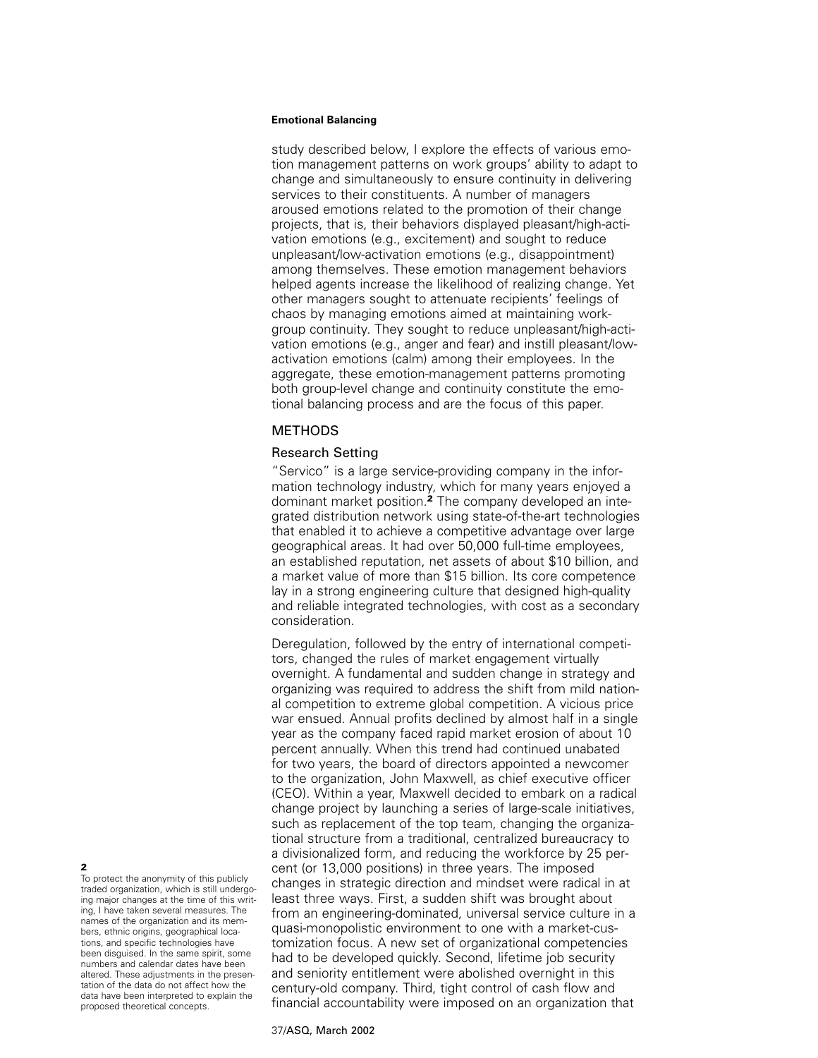study described below, I explore the effects of various emotion management patterns on work groups' ability to adapt to change and simultaneously to ensure continuity in delivering services to their constituents. A number of managers aroused emotions related to the promotion of their change projects, that is, their behaviors displayed pleasant/high-activation emotions (e.g., excitement) and sought to reduce unpleasant/low-activation emotions (e.g., disappointment) among themselves. These emotion management behaviors helped agents increase the likelihood of realizing change. Yet other managers sought to attenuate recipients' feelings of chaos by managing emotions aimed at maintaining work-group continuity. They sought to reduce unpleasant/high-activation emotions (e.g., anger and fear) and instill pleasant/low-activation emotions (calm) among their employees. In the aggregate, these emotion-management patterns promoting both group-level change and continuity constitute the emotional balancing process and are the focus of this paper.

## METHODS

### Research Setting

"Servico" is a large service-providing company in the information technology industry, which for many years enjoyed a dominant market position.[2] The company developed an integrated distribution network using state-of-the-art technologies that enabled it to achieve a competitive advantage over large geographical areas. It had over 50,000 full-time employees, an established reputation, net assets of about $10 billion, and a market value of more than $15 billion. Its core competence lay in a strong engineering culture that designed high-quality and reliable integrated technologies, with cost as a secondary consideration.

Deregulation, followed by the entry of international competitors, changed the rules of market engagement virtually overnight. A fundamental and sudden change in strategy and organizing was required to address the shift from mild national competition to extreme global competition. A vicious price war ensued. Annual profits declined by almost half in a single year as the company faced rapid market erosion of about 10 percent annually. When this trend had continued unabated for two years, the board of directors appointed a newcomer to the organization, John Maxwell, as chief executive officer (CEO). Within a year, Maxwell decided to embark on a radical change project by launching a series of large-scale initiatives, such as replacement of the top team, changing the organizational structure from a traditional, centralized bureaucracy to a divisionalized form, and reducing the workforce by 25 percent (or 13,000 positions) in three years. The imposed changes in strategic direction and mindset were radical in at least three ways. First, a sudden shift was brought about from an engineering-dominated, universal service culture in a quasi-monopolistic environment to one with a market-customization focus. A new set of organizational competencies had to be developed quickly. Second, lifetime job security and seniority entitlement were abolished overnight in this century-old company. Third, tight control of cash flow and financial accountability were imposed on an organization that

[2] To protect the anonymity of this publicly traded organization, which is still undergoing major changes at the time of this writing, I have taken several measures. The names of the organization and its members, ethnic origins, geographical locations, and specific technologies have been disguised. In the same spirit, some numbers and calendar dates have been altered. These adjustments in the presentation of the data do not affect how the data have been interpreted to explain the proposed theoretical concepts.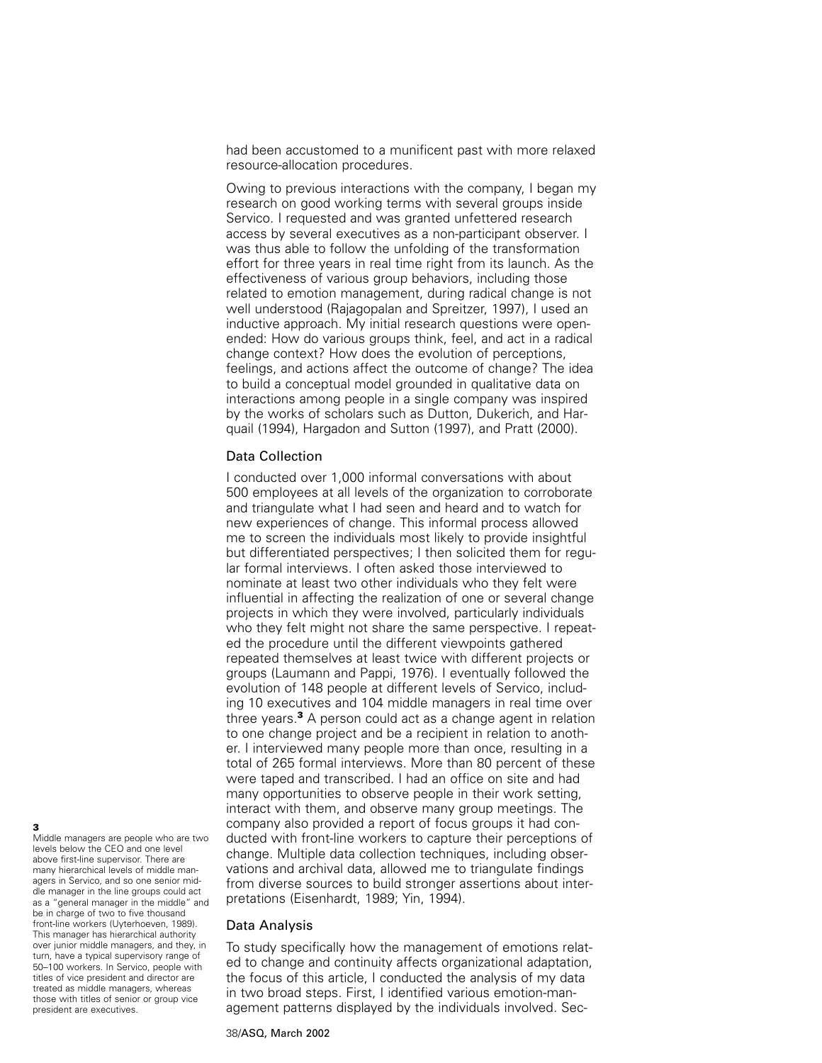had been accustomed to a munificent past with more relaxed resource-allocation procedures.

Owing to previous interactions with the company, I began my research on good working terms with several groups inside Servico. I requested and was granted unfettered research access by several executives as a non-participant observer. I was thus able to follow the unfolding of the transformation effort for three years in real time right from its launch. As the effectiveness of various group behaviors, including those related to emotion management, during radical change is not well understood (Rajagopalan and Spreitzer, 1997), I used an inductive approach. My initial research questions were open-ended: How do various groups think, feel, and act in a radical change context? How does the evolution of perceptions, feelings, and actions affect the outcome of change? The idea to build a conceptual model grounded in qualitative data on interactions among people in a single company was inspired by the works of scholars such as Dutton, Dukerich, and Harquail (1994), Hargadon and Sutton (1997), and Pratt (2000).

## Data Collection

I conducted over 1,000 informal conversations with about 500 employees at all levels of the organization to corroborate and triangulate what I had seen and heard and to watch for new experiences of change. This informal process allowed me to screen the individuals most likely to provide insightful but differentiated perspectives; I then solicited them for regular formal interviews. I often asked those interviewed to nominate at least two other individuals who they felt were influential in affecting the realization of one or several change projects in which they were involved, particularly individuals who they felt might not share the same perspective. I repeated the procedure until the different viewpoints gathered repeated themselves at least twice with different projects or groups (Laumann and Pappi, 1976). I eventually followed the evolution of 148 people at different levels of Servico, including 10 executives and 104 middle managers in real time over three years.[3] A person could act as a change agent in relation to one change project and be a recipient in relation to another. I interviewed many people more than once, resulting in a total of 265 formal interviews. More than 80 percent of these were taped and transcribed. I had an office on site and had many opportunities to observe people in their work setting, interact with them, and observe many group meetings. The company also provided a report of focus groups it had conducted with front-line workers to capture their perceptions of change. Multiple data collection techniques, including observations and archival data, allowed me to triangulate findings from diverse sources to build stronger assertions about interpretations (Eisenhardt, 1989; Yin, 1994).

## Data Analysis

To study specifically how the management of emotions related to change and continuity affects organizational adaptation, the focus of this article, I conducted the analysis of my data in two broad steps. First, I identified various emotion-management patterns displayed by the individuals involved. Sec-

[3] Middle managers are people who are two levels below the CEO and one level above first-line supervisor. There are many hierarchical levels of middle managers in Servico, and so one senior middle manager in the line groups could act as a "general manager in the middle" and be in charge of two to five thousand front-line workers (Uyterhoeven, 1989). This manager has hierarchical authority over junior middle managers, and they, in turn, have a typical supervisory range of 50–100 workers. In Servico, people with titles of vice president and director are treated as middle managers, whereas those with titles of senior or group vice president are executives.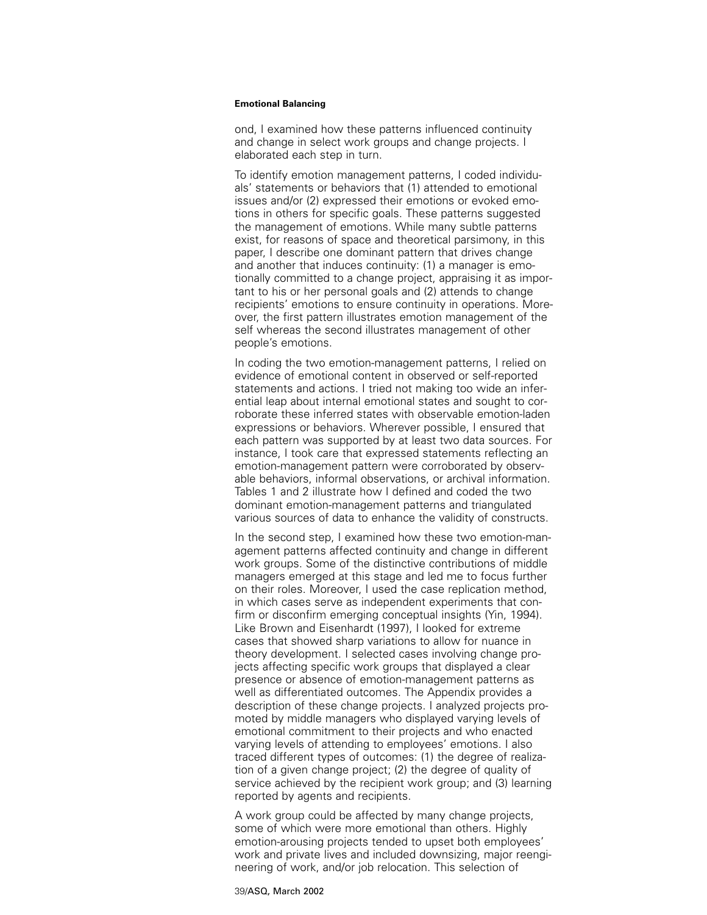ond, I examined how these patterns influenced continuity and change in select work groups and change projects. I elaborated each step in turn.

To identify emotion management patterns, I coded individuals' statements or behaviors that (1) attended to emotional issues and/or (2) expressed their emotions or evoked emotions in others for specific goals. These patterns suggested the management of emotions. While many subtle patterns exist, for reasons of space and theoretical parsimony, in this paper, I describe one dominant pattern that drives change and another that induces continuity: (1) a manager is emotionally committed to a change project, appraising it as important to his or her personal goals and (2) attends to change recipients' emotions to ensure continuity in operations. Moreover, the first pattern illustrates emotion management of the self whereas the second illustrates management of other people's emotions.

In coding the two emotion-management patterns, I relied on evidence of emotional content in observed or self-reported statements and actions. I tried not making too wide an inferential leap about internal emotional states and sought to corroborate these inferred states with observable emotion-laden expressions or behaviors. Wherever possible, I ensured that each pattern was supported by at least two data sources. For instance, I took care that expressed statements reflecting an emotion-management pattern were corroborated by observable behaviors, informal observations, or archival information. Tables 1 and 2 illustrate how I defined and coded the two dominant emotion-management patterns and triangulated various sources of data to enhance the validity of constructs.

In the second step, I examined how these two emotion-management patterns affected continuity and change in different work groups. Some of the distinctive contributions of middle managers emerged at this stage and led me to focus further on their roles. Moreover, I used the case replication method, in which cases serve as independent experiments that confirm or disconfirm emerging conceptual insights (Yin, 1994). Like Brown and Eisenhardt (1997), I looked for extreme cases that showed sharp variations to allow for nuance in theory development. I selected cases involving change projects affecting specific work groups that displayed a clear presence or absence of emotion-management patterns as well as differentiated outcomes. The Appendix provides a description of these change projects. I analyzed projects promoted by middle managers who displayed varying levels of emotional commitment to their projects and who enacted varying levels of attending to employees' emotions. I also traced different types of outcomes: (1) the degree of realization of a given change project; (2) the degree of quality of service achieved by the recipient work group; and (3) learning reported by agents and recipients.

A work group could be affected by many change projects, some of which were more emotional than others. Highly emotion-arousing projects tended to upset both employees' work and private lives and included downsizing, major reengineering of work, and/or job relocation. This selection of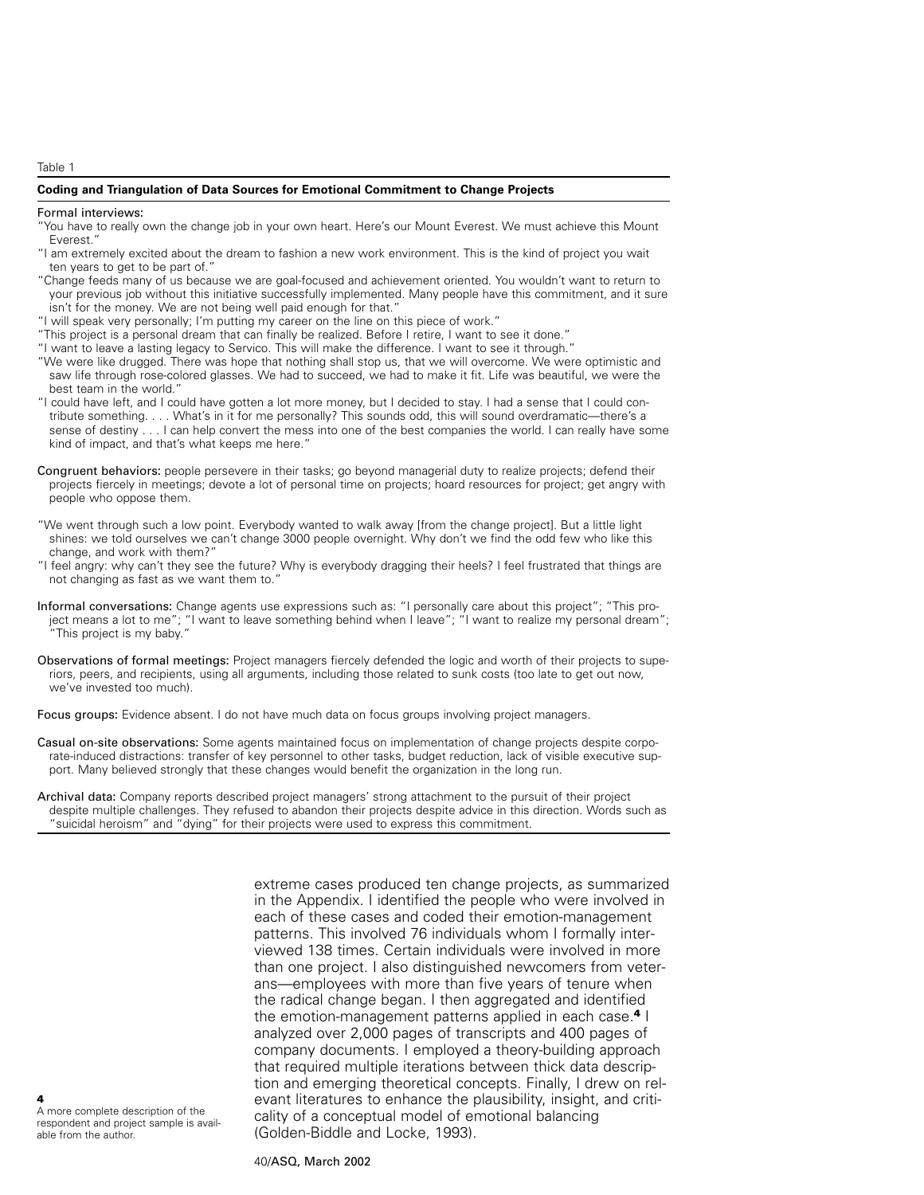Table 1

**Coding and Triangulation of Data Sources for Emotional Commitment to Change Projects**

Formal interviews:

"You have to really own the change job in your own heart. Here's our Mount Everest. We must achieve this Mount Everest."

"I am extremely excited about the dream to fashion a new work environment. This is the kind of project you wait ten years to get to be part of."

"Change feeds many of us because we are goal-focused and achievement oriented. You wouldn't want to return to your previous job without this initiative successfully implemented. Many people have this commitment, and it sure isn't for the money. We are not being well paid enough for that."

"I will speak very personally; I'm putting my career on the line on this piece of work."

"This project is a personal dream that can finally be realized. Before I retire, I want to see it done."

"I want to leave a lasting legacy to Servico. This will make the difference. I want to see it through."

"We were like drugged. There was hope that nothing shall stop us, that we will overcome. We were optimistic and saw life through rose-colored glasses. We had to succeed, we had to make it fit. Life was beautiful, we were the best team in the world."

"I could have left, and I could have gotten a lot more money, but I decided to stay. I had a sense that I could contribute something. . . . What's in it for me personally? This sounds odd, this will sound overdramatic—there's a sense of destiny . . . I can help convert the mess into one of the best companies the world. I can really have some kind of impact, and that's what keeps me here."

Congruent behaviors: people persevere in their tasks; go beyond managerial duty to realize projects; defend their projects fiercely in meetings; devote a lot of personal time on projects; hoard resources for project; get angry with people who oppose them.

"We went through such a low point. Everybody wanted to walk away [from the change project]. But a little light shines: we told ourselves we can't change 3000 people overnight. Why don't we find the odd few who like this change, and work with them?"

"I feel angry: why can't they see the future? Why is everybody dragging their heels? I feel frustrated that things are not changing as fast as we want them to."

Informal conversations: Change agents use expressions such as: "I personally care about this project"; "This project means a lot to me"; "I want to leave something behind when I leave"; "I want to realize my personal dream"; "This project is my baby."

Observations of formal meetings: Project managers fiercely defended the logic and worth of their projects to superiors, peers, and recipients, using all arguments, including those related to sunk costs (too late to get out now, we've invested too much).

Focus groups: Evidence absent. I do not have much data on focus groups involving project managers.

Casual on-site observations: Some agents maintained focus on implementation of change projects despite corporate-induced distractions: transfer of key personnel to other tasks, budget reduction, lack of visible executive support. Many believed strongly that these changes would benefit the organization in the long run.

Archival data: Company reports described project managers' strong attachment to the pursuit of their project despite multiple challenges. They refused to abandon their projects despite advice in this direction. Words such as "suicidal heroism" and "dying" for their projects were used to express this commitment.

extreme cases produced ten change projects, as summarized in the Appendix. I identified the people who were involved in each of these cases and coded their emotion-management patterns. This involved 76 individuals whom I formally interviewed 138 times. Certain individuals were involved in more than one project. I also distinguished newcomers from veterans—employees with more than five years of tenure when the radical change began. I then aggregated and identified the emotion-management patterns applied in each case.[4] I analyzed over 2,000 pages of transcripts and 400 pages of company documents. I employed a theory-building approach that required multiple iterations between thick data description and emerging theoretical concepts. Finally, I drew on relevant literatures to enhance the plausibility, insight, and criticality of a conceptual model of emotional balancing (Golden-Biddle and Locke, 1993).

[4] A more complete description of the respondent and project sample is available from the author.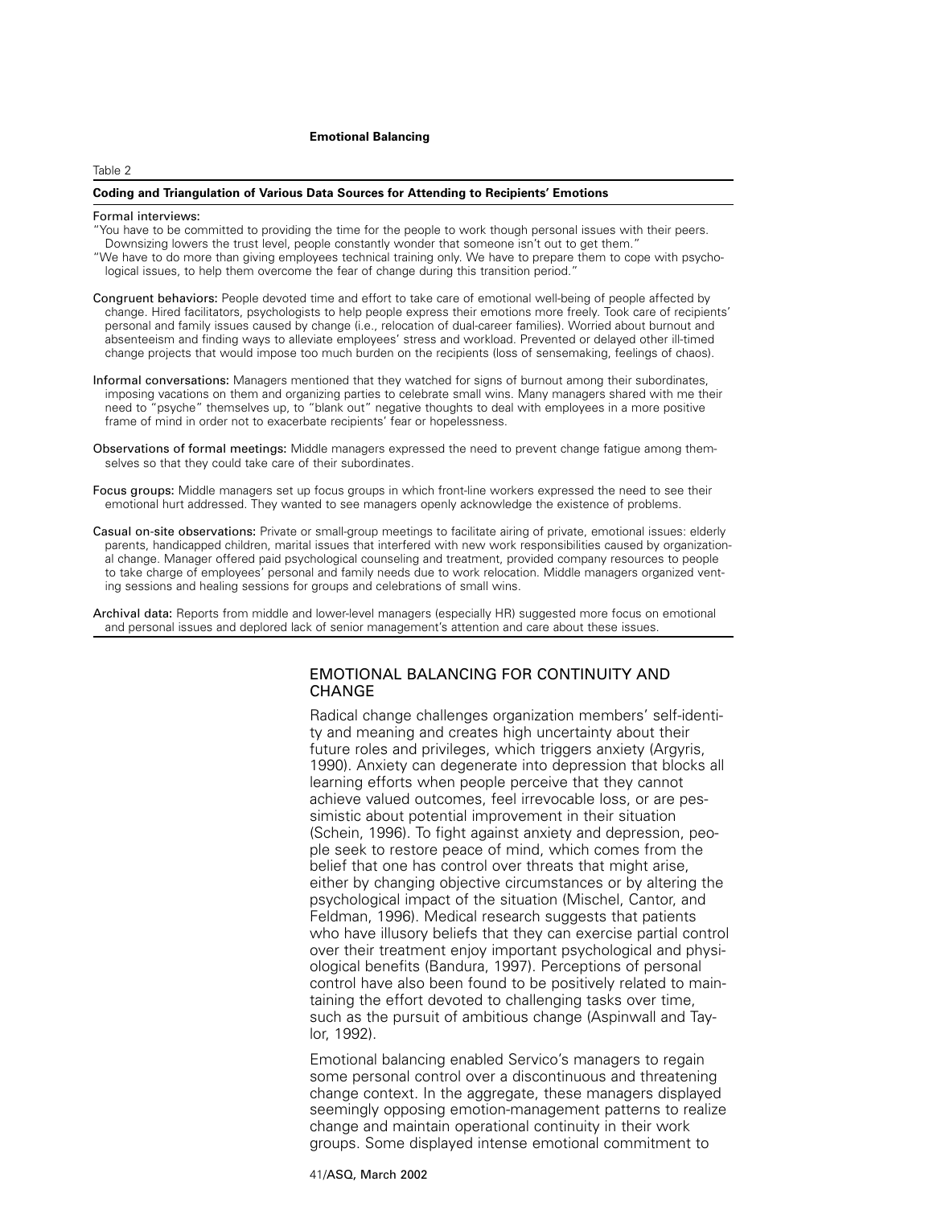Table 2

**Coding and Triangulation of Various Data Sources for Attending to Recipients' Emotions**

Formal interviews:
"You have to be committed to providing the time for the people to work though personal issues with their peers. Downsizing lowers the trust level, people constantly wonder that someone isn't out to get them."
"We have to do more than giving employees technical training only. We have to prepare them to cope with psychological issues, to help them overcome the fear of change during this transition period."

Congruent behaviors: People devoted time and effort to take care of emotional well-being of people affected by change. Hired facilitators, psychologists to help people express their emotions more freely. Took care of recipients' personal and family issues caused by change (i.e., relocation of dual-career families). Worried about burnout and absenteeism and finding ways to alleviate employees' stress and workload. Prevented or delayed other ill-timed change projects that would impose too much burden on the recipients (loss of sensemaking, feelings of chaos).

Informal conversations: Managers mentioned that they watched for signs of burnout among their subordinates, imposing vacations on them and organizing parties to celebrate small wins. Many managers shared with me their need to "psyche" themselves up, to "blank out" negative thoughts to deal with employees in a more positive frame of mind in order not to exacerbate recipients' fear or hopelessness.

Observations of formal meetings: Middle managers expressed the need to prevent change fatigue among themselves so that they could take care of their subordinates.

Focus groups: Middle managers set up focus groups in which front-line workers expressed the need to see their emotional hurt addressed. They wanted to see managers openly acknowledge the existence of problems.

Casual on-site observations: Private or small-group meetings to facilitate airing of private, emotional issues: elderly parents, handicapped children, marital issues that interfered with new work responsibilities caused by organizational change. Manager offered paid psychological counseling and treatment, provided company resources to people to take charge of employees' personal and family needs due to work relocation. Middle managers organized venting sessions and healing sessions for groups and celebrations of small wins.

Archival data: Reports from middle and lower-level managers (especially HR) suggested more focus on emotional and personal issues and deplored lack of senior management's attention and care about these issues.

## EMOTIONAL BALANCING FOR CONTINUITY AND CHANGE

Radical change challenges organization members' self-identity and meaning and creates high uncertainty about their future roles and privileges, which triggers anxiety (Argyris, 1990). Anxiety can degenerate into depression that blocks all learning efforts when people perceive that they cannot achieve valued outcomes, feel irrevocable loss, or are pessimistic about potential improvement in their situation (Schein, 1996). To fight against anxiety and depression, people seek to restore peace of mind, which comes from the belief that one has control over threats that might arise, either by changing objective circumstances or by altering the psychological impact of the situation (Mischel, Cantor, and Feldman, 1996). Medical research suggests that patients who have illusory beliefs that they can exercise partial control over their treatment enjoy important psychological and physiological benefits (Bandura, 1997). Perceptions of personal control have also been found to be positively related to maintaining the effort devoted to challenging tasks over time, such as the pursuit of ambitious change (Aspinwall and Taylor, 1992).

Emotional balancing enabled Servico's managers to regain some personal control over a discontinuous and threatening change context. In the aggregate, these managers displayed seemingly opposing emotion-management patterns to realize change and maintain operational continuity in their work groups. Some displayed intense emotional commitment to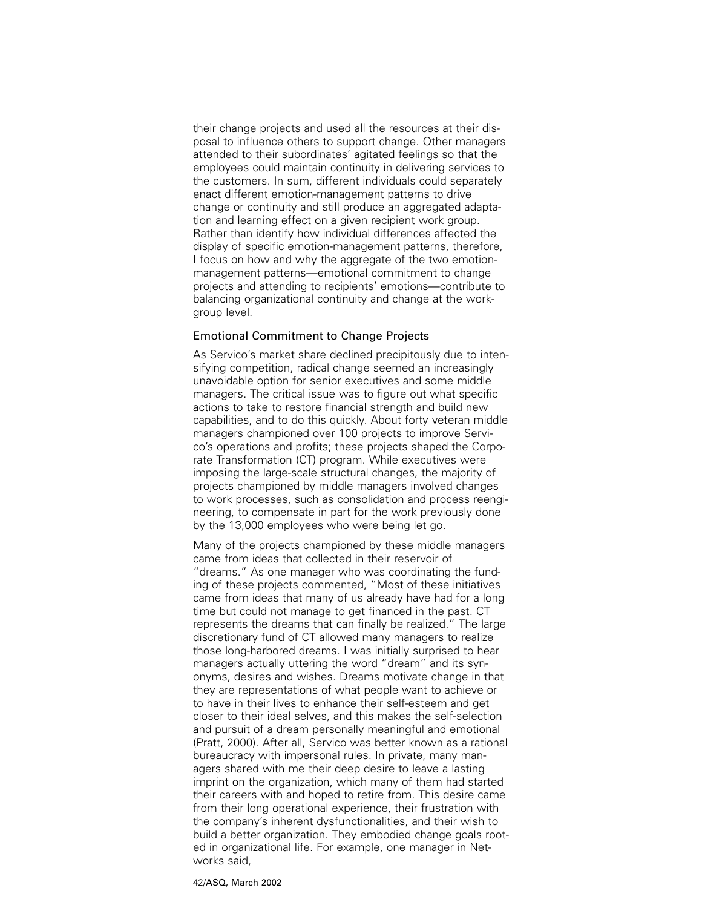their change projects and used all the resources at their disposal to influence others to support change. Other managers attended to their subordinates' agitated feelings so that the employees could maintain continuity in delivering services to the customers. In sum, different individuals could separately enact different emotion-management patterns to drive change or continuity and still produce an aggregated adaptation and learning effect on a given recipient work group. Rather than identify how individual differences affected the display of specific emotion-management patterns, therefore, I focus on how and why the aggregate of the two emotion-management patterns—emotional commitment to change projects and attending to recipients' emotions—contribute to balancing organizational continuity and change at the work-group level.

### Emotional Commitment to Change Projects

As Servico's market share declined precipitously due to intensifying competition, radical change seemed an increasingly unavoidable option for senior executives and some middle managers. The critical issue was to figure out what specific actions to take to restore financial strength and build new capabilities, and to do this quickly. About forty veteran middle managers championed over 100 projects to improve Servico's operations and profits; these projects shaped the Corporate Transformation (CT) program. While executives were imposing the large-scale structural changes, the majority of projects championed by middle managers involved changes to work processes, such as consolidation and process reengineering, to compensate in part for the work previously done by the 13,000 employees who were being let go.

Many of the projects championed by these middle managers came from ideas that collected in their reservoir of "dreams." As one manager who was coordinating the funding of these projects commented, "Most of these initiatives came from ideas that many of us already have had for a long time but could not manage to get financed in the past. CT represents the dreams that can finally be realized." The large discretionary fund of CT allowed many managers to realize those long-harbored dreams. I was initially surprised to hear managers actually uttering the word "dream" and its synonyms, desires and wishes. Dreams motivate change in that they are representations of what people want to achieve or to have in their lives to enhance their self-esteem and get closer to their ideal selves, and this makes the self-selection and pursuit of a dream personally meaningful and emotional (Pratt, 2000). After all, Servico was better known as a rational bureaucracy with impersonal rules. In private, many managers shared with me their deep desire to leave a lasting imprint on the organization, which many of them had started their careers with and hoped to retire from. This desire came from their long operational experience, their frustration with the company's inherent dysfunctionalities, and their wish to build a better organization. They embodied change goals rooted in organizational life. For example, one manager in Networks said,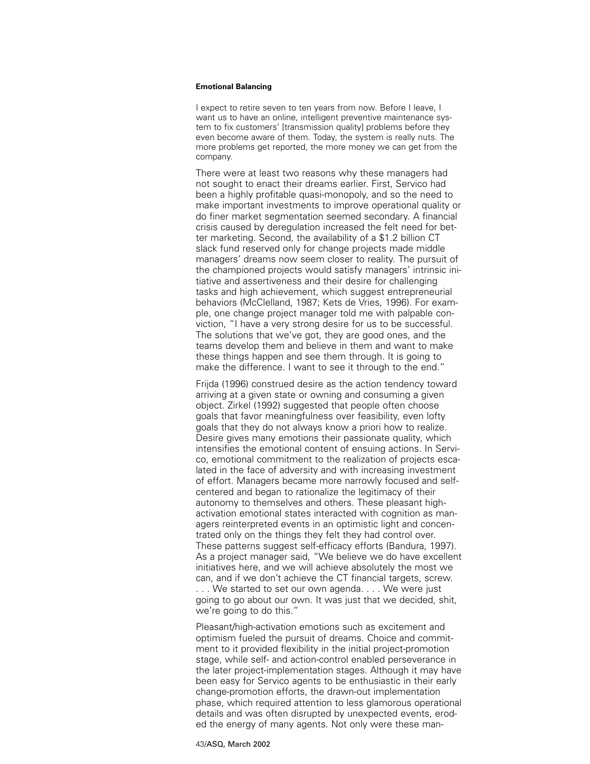I expect to retire seven to ten years from now. Before I leave, I want us to have an online, intelligent preventive maintenance system to fix customers' [transmission quality] problems before they even become aware of them. Today, the system is really nuts. The more problems get reported, the more money we can get from the company.

There were at least two reasons why these managers had not sought to enact their dreams earlier. First, Servico had been a highly profitable quasi-monopoly, and so the need to make important investments to improve operational quality or do finer market segmentation seemed secondary. A financial crisis caused by deregulation increased the felt need for better marketing. Second, the availability of a $1.2 billion CT slack fund reserved only for change projects made middle managers' dreams now seem closer to reality. The pursuit of the championed projects would satisfy managers' intrinsic initiative and assertiveness and their desire for challenging tasks and high achievement, which suggest entrepreneurial behaviors (McClelland, 1987; Kets de Vries, 1996). For example, one change project manager told me with palpable conviction, "I have a very strong desire for us to be successful. The solutions that we've got, they are good ones, and the teams develop them and believe in them and want to make these things happen and see them through. It is going to make the difference. I want to see it through to the end."

Frijda (1996) construed desire as the action tendency toward arriving at a given state or owning and consuming a given object. Zirkel (1992) suggested that people often choose goals that favor meaningfulness over feasibility, even lofty goals that they do not always know a priori how to realize. Desire gives many emotions their passionate quality, which intensifies the emotional content of ensuing actions. In Servico, emotional commitment to the realization of projects escalated in the face of adversity and with increasing investment of effort. Managers became more narrowly focused and self-centered and began to rationalize the legitimacy of their autonomy to themselves and others. These pleasant high-activation emotional states interacted with cognition as managers reinterpreted events in an optimistic light and concentrated only on the things they felt they had control over. These patterns suggest self-efficacy efforts (Bandura, 1997). As a project manager said, "We believe we do have excellent initiatives here, and we will achieve absolutely the most we can, and if we don't achieve the CT financial targets, screw. . . . We started to set our own agenda. . . . We were just going to go about our own. It was just that we decided, shit, we're going to do this."

Pleasant/high-activation emotions such as excitement and optimism fueled the pursuit of dreams. Choice and commitment to it provided flexibility in the initial project-promotion stage, while self- and action-control enabled perseverance in the later project-implementation stages. Although it may have been easy for Servico agents to be enthusiastic in their early change-promotion efforts, the drawn-out implementation phase, which required attention to less glamorous operational details and was often disrupted by unexpected events, eroded the energy of many agents. Not only were these man-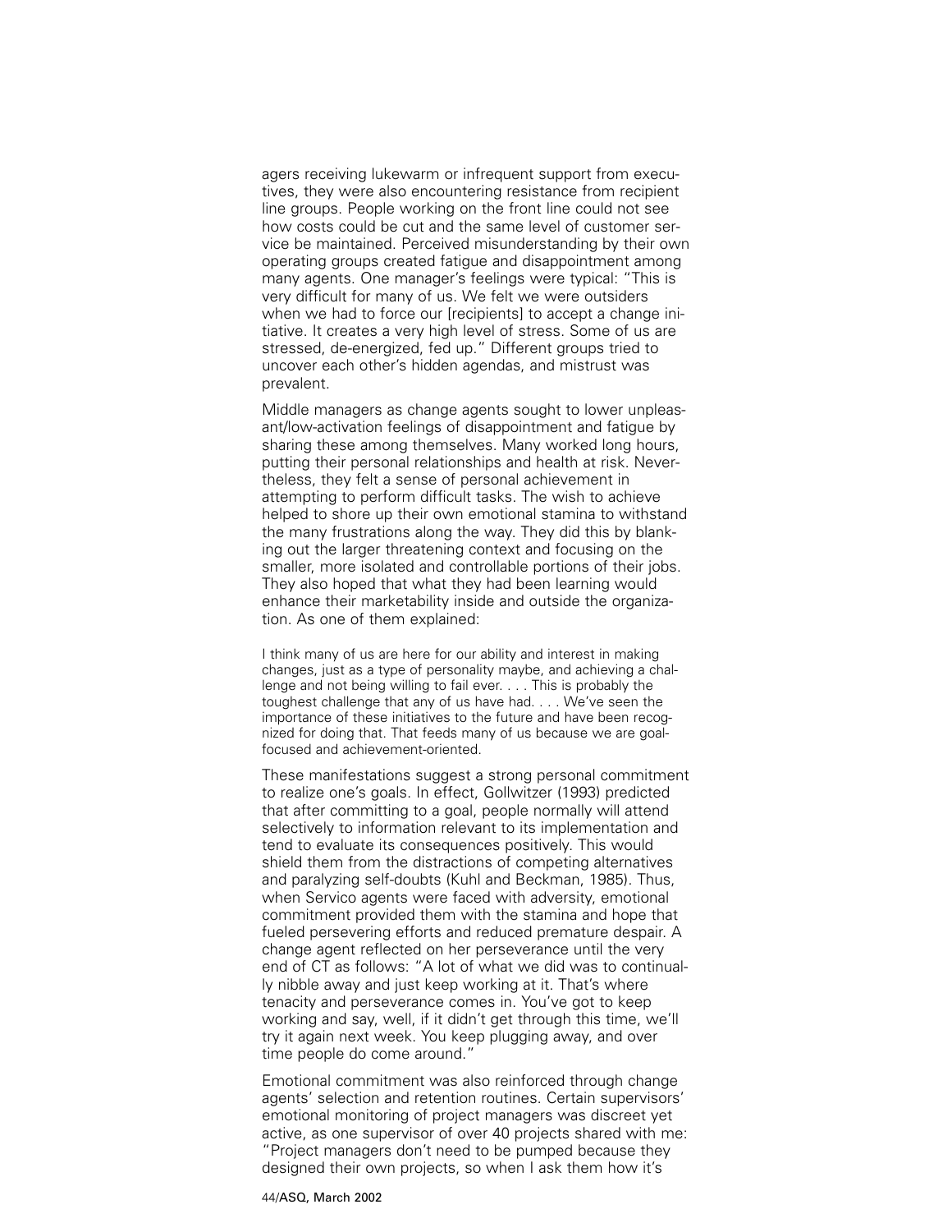agers receiving lukewarm or infrequent support from executives, they were also encountering resistance from recipient line groups. People working on the front line could not see how costs could be cut and the same level of customer service be maintained. Perceived misunderstanding by their own operating groups created fatigue and disappointment among many agents. One manager's feelings were typical: "This is very difficult for many of us. We felt we were outsiders when we had to force our [recipients] to accept a change initiative. It creates a very high level of stress. Some of us are stressed, de-energized, fed up." Different groups tried to uncover each other's hidden agendas, and mistrust was prevalent.

Middle managers as change agents sought to lower unpleasant/low-activation feelings of disappointment and fatigue by sharing these among themselves. Many worked long hours, putting their personal relationships and health at risk. Nevertheless, they felt a sense of personal achievement in attempting to perform difficult tasks. The wish to achieve helped to shore up their own emotional stamina to withstand the many frustrations along the way. They did this by blanking out the larger threatening context and focusing on the smaller, more isolated and controllable portions of their jobs. They also hoped that what they had been learning would enhance their marketability inside and outside the organization. As one of them explained:

> I think many of us are here for our ability and interest in making changes, just as a type of personality maybe, and achieving a challenge and not being willing to fail ever. . . . This is probably the toughest challenge that any of us have had. . . . We've seen the importance of these initiatives to the future and have been recognized for doing that. That feeds many of us because we are goal-focused and achievement-oriented.

These manifestations suggest a strong personal commitment to realize one's goals. In effect, Gollwitzer (1993) predicted that after committing to a goal, people normally will attend selectively to information relevant to its implementation and tend to evaluate its consequences positively. This would shield them from the distractions of competing alternatives and paralyzing self-doubts (Kuhl and Beckman, 1985). Thus, when Servico agents were faced with adversity, emotional commitment provided them with the stamina and hope that fueled persevering efforts and reduced premature despair. A change agent reflected on her perseverance until the very end of CT as follows: "A lot of what we did was to continually nibble away and just keep working at it. That's where tenacity and perseverance comes in. You've got to keep working and say, well, if it didn't get through this time, we'll try it again next week. You keep plugging away, and over time people do come around."

Emotional commitment was also reinforced through change agents' selection and retention routines. Certain supervisors' emotional monitoring of project managers was discreet yet active, as one supervisor of over 40 projects shared with me: "Project managers don't need to be pumped because they designed their own projects, so when I ask them how it's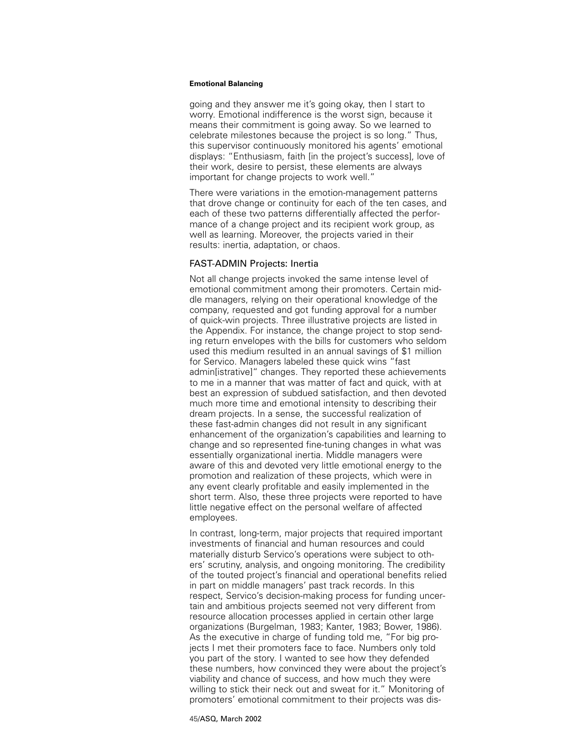going and they answer me it's going okay, then I start to worry. Emotional indifference is the worst sign, because it means their commitment is going away. So we learned to celebrate milestones because the project is so long." Thus, this supervisor continuously monitored his agents' emotional displays: "Enthusiasm, faith [in the project's success], love of their work, desire to persist, these elements are always important for change projects to work well."

There were variations in the emotion-management patterns that drove change or continuity for each of the ten cases, and each of these two patterns differentially affected the performance of a change project and its recipient work group, as well as learning. Moreover, the projects varied in their results: inertia, adaptation, or chaos.

## FAST-ADMIN Projects: Inertia

Not all change projects invoked the same intense level of emotional commitment among their promoters. Certain middle managers, relying on their operational knowledge of the company, requested and got funding approval for a number of quick-win projects. Three illustrative projects are listed in the Appendix. For instance, the change project to stop sending return envelopes with the bills for customers who seldom used this medium resulted in an annual savings of $1 million for Servico. Managers labeled these quick wins "fast admin[istrative]" changes. They reported these achievements to me in a manner that was matter of fact and quick, with at best an expression of subdued satisfaction, and then devoted much more time and emotional intensity to describing their dream projects. In a sense, the successful realization of these fast-admin changes did not result in any significant enhancement of the organization's capabilities and learning to change and so represented fine-tuning changes in what was essentially organizational inertia. Middle managers were aware of this and devoted very little emotional energy to the promotion and realization of these projects, which were in any event clearly profitable and easily implemented in the short term. Also, these three projects were reported to have little negative effect on the personal welfare of affected employees.

In contrast, long-term, major projects that required important investments of financial and human resources and could materially disturb Servico's operations were subject to others' scrutiny, analysis, and ongoing monitoring. The credibility of the touted project's financial and operational benefits relied in part on middle managers' past track records. In this respect, Servico's decision-making process for funding uncertain and ambitious projects seemed not very different from resource allocation processes applied in certain other large organizations (Burgelman, 1983; Kanter, 1983; Bower, 1986). As the executive in charge of funding told me, "For big projects I met their promoters face to face. Numbers only told you part of the story. I wanted to see how they defended these numbers, how convinced they were about the project's viability and chance of success, and how much they were willing to stick their neck out and sweat for it." Monitoring of promoters' emotional commitment to their projects was dis-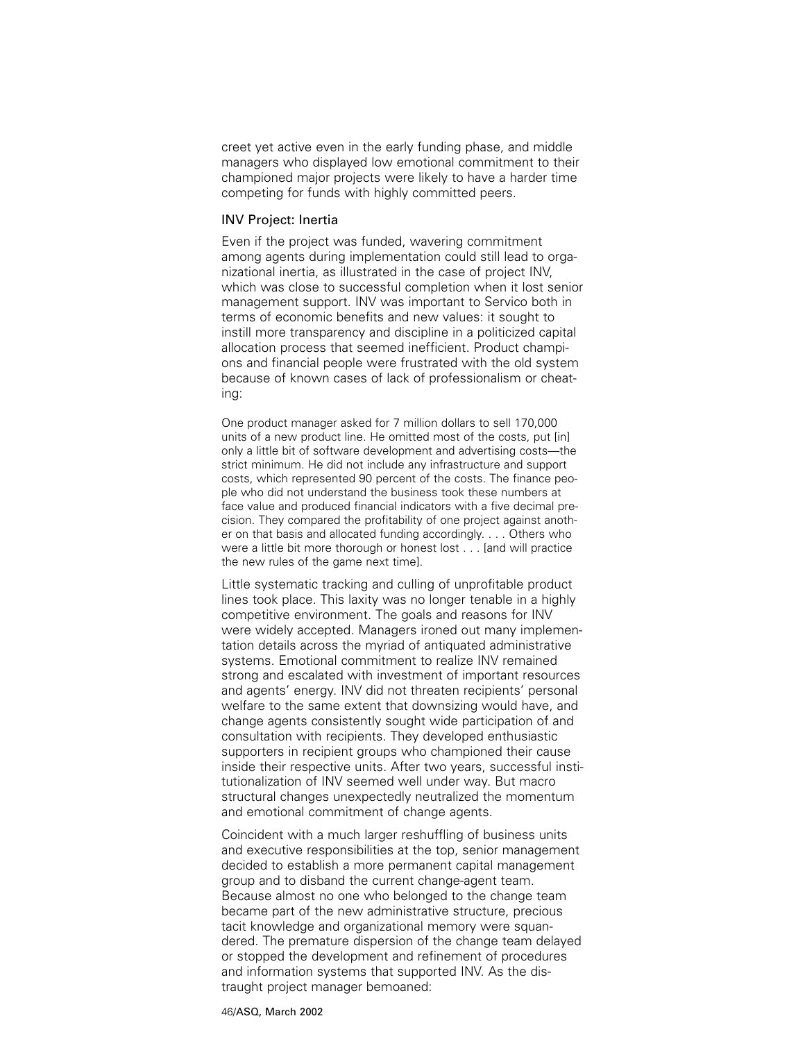creet yet active even in the early funding phase, and middle managers who displayed low emotional commitment to their championed major projects were likely to have a harder time competing for funds with highly committed peers.

### INV Project: Inertia

Even if the project was funded, wavering commitment among agents during implementation could still lead to organizational inertia, as illustrated in the case of project INV, which was close to successful completion when it lost senior management support. INV was important to Servico both in terms of economic benefits and new values: it sought to instill more transparency and discipline in a politicized capital allocation process that seemed inefficient. Product champions and financial people were frustrated with the old system because of known cases of lack of professionalism or cheating:

> One product manager asked for 7 million dollars to sell 170,000 units of a new product line. He omitted most of the costs, put [in] only a little bit of software development and advertising costs—the strict minimum. He did not include any infrastructure and support costs, which represented 90 percent of the costs. The finance people who did not understand the business took these numbers at face value and produced financial indicators with a five decimal precision. They compared the profitability of one project against another on that basis and allocated funding accordingly. . . . Others who were a little bit more thorough or honest lost . . . [and will practice the new rules of the game next time].

Little systematic tracking and culling of unprofitable product lines took place. This laxity was no longer tenable in a highly competitive environment. The goals and reasons for INV were widely accepted. Managers ironed out many implementation details across the myriad of antiquated administrative systems. Emotional commitment to realize INV remained strong and escalated with investment of important resources and agents' energy. INV did not threaten recipients' personal welfare to the same extent that downsizing would have, and change agents consistently sought wide participation of and consultation with recipients. They developed enthusiastic supporters in recipient groups who championed their cause inside their respective units. After two years, successful institutionalization of INV seemed well under way. But macro structural changes unexpectedly neutralized the momentum and emotional commitment of change agents.

Coincident with a much larger reshuffling of business units and executive responsibilities at the top, senior management decided to establish a more permanent capital management group and to disband the current change-agent team. Because almost no one who belonged to the change team became part of the new administrative structure, precious tacit knowledge and organizational memory were squandered. The premature dispersion of the change team delayed or stopped the development and refinement of procedures and information systems that supported INV. As the distraught project manager bemoaned: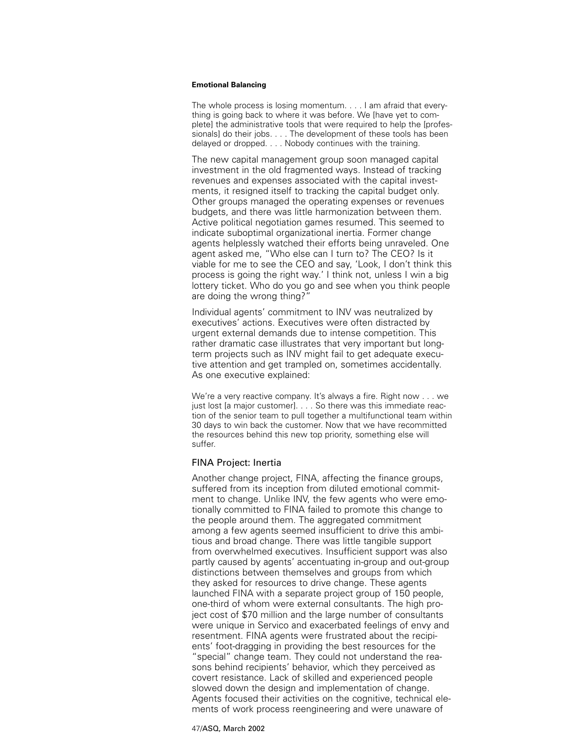The whole process is losing momentum. . . . I am afraid that everything is going back to where it was before. We [have yet to complete] the administrative tools that were required to help the [professionals] do their jobs. . . . The development of these tools has been delayed or dropped. . . . Nobody continues with the training.

The new capital management group soon managed capital investment in the old fragmented ways. Instead of tracking revenues and expenses associated with the capital investments, it resigned itself to tracking the capital budget only. Other groups managed the operating expenses or revenues budgets, and there was little harmonization between them. Active political negotiation games resumed. This seemed to indicate suboptimal organizational inertia. Former change agents helplessly watched their efforts being unraveled. One agent asked me, "Who else can I turn to? The CEO? Is it viable for me to see the CEO and say, 'Look, I don't think this process is going the right way.' I think not, unless I win a big lottery ticket. Who do you go and see when you think people are doing the wrong thing?"

Individual agents' commitment to INV was neutralized by executives' actions. Executives were often distracted by urgent external demands due to intense competition. This rather dramatic case illustrates that very important but long-term projects such as INV might fail to get adequate executive attention and get trampled on, sometimes accidentally. As one executive explained:

We're a very reactive company. It's always a fire. Right now . . . we just lost [a major customer]. . . . So there was this immediate reaction of the senior team to pull together a multifunctional team within 30 days to win back the customer. Now that we have recommitted the resources behind this new top priority, something else will suffer.

## FINA Project: Inertia

Another change project, FINA, affecting the finance groups, suffered from its inception from diluted emotional commitment to change. Unlike INV, the few agents who were emotionally committed to FINA failed to promote this change to the people around them. The aggregated commitment among a few agents seemed insufficient to drive this ambitious and broad change. There was little tangible support from overwhelmed executives. Insufficient support was also partly caused by agents' accentuating in-group and out-group distinctions between themselves and groups from which they asked for resources to drive change. These agents launched FINA with a separate project group of 150 people, one-third of whom were external consultants. The high project cost of $70 million and the large number of consultants were unique in Servico and exacerbated feelings of envy and resentment. FINA agents were frustrated about the recipients' foot-dragging in providing the best resources for the "special" change team. They could not understand the reasons behind recipients' behavior, which they perceived as covert resistance. Lack of skilled and experienced people slowed down the design and implementation of change. Agents focused their activities on the cognitive, technical elements of work process reengineering and were unaware of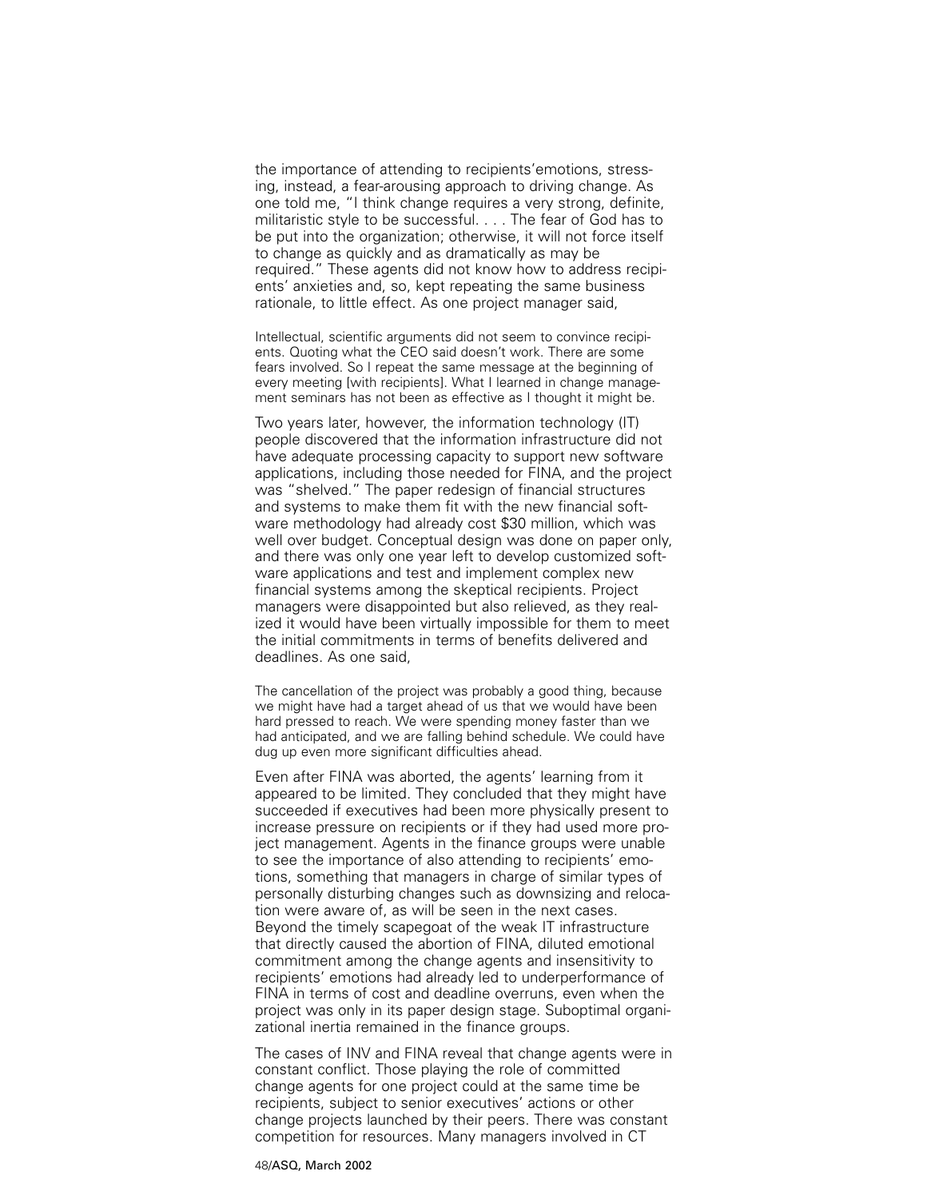the importance of attending to recipients'emotions, stressing, instead, a fear-arousing approach to driving change. As one told me, "I think change requires a very strong, definite, militaristic style to be successful. . . . The fear of God has to be put into the organization; otherwise, it will not force itself to change as quickly and as dramatically as may be required." These agents did not know how to address recipients' anxieties and, so, kept repeating the same business rationale, to little effect. As one project manager said,

> Intellectual, scientific arguments did not seem to convince recipients. Quoting what the CEO said doesn't work. There are some fears involved. So I repeat the same message at the beginning of every meeting [with recipients]. What I learned in change management seminars has not been as effective as I thought it might be.

Two years later, however, the information technology (IT) people discovered that the information infrastructure did not have adequate processing capacity to support new software applications, including those needed for FINA, and the project was "shelved." The paper redesign of financial structures and systems to make them fit with the new financial software methodology had already cost $30 million, which was well over budget. Conceptual design was done on paper only, and there was only one year left to develop customized software applications and test and implement complex new financial systems among the skeptical recipients. Project managers were disappointed but also relieved, as they realized it would have been virtually impossible for them to meet the initial commitments in terms of benefits delivered and deadlines. As one said,

> The cancellation of the project was probably a good thing, because we might have had a target ahead of us that we would have been hard pressed to reach. We were spending money faster than we had anticipated, and we are falling behind schedule. We could have dug up even more significant difficulties ahead.

Even after FINA was aborted, the agents' learning from it appeared to be limited. They concluded that they might have succeeded if executives had been more physically present to increase pressure on recipients or if they had used more project management. Agents in the finance groups were unable to see the importance of also attending to recipients' emotions, something that managers in charge of similar types of personally disturbing changes such as downsizing and relocation were aware of, as will be seen in the next cases. Beyond the timely scapegoat of the weak IT infrastructure that directly caused the abortion of FINA, diluted emotional commitment among the change agents and insensitivity to recipients' emotions had already led to underperformance of FINA in terms of cost and deadline overruns, even when the project was only in its paper design stage. Suboptimal organizational inertia remained in the finance groups.

The cases of INV and FINA reveal that change agents were in constant conflict. Those playing the role of committed change agents for one project could at the same time be recipients, subject to senior executives' actions or other change projects launched by their peers. There was constant competition for resources. Many managers involved in CT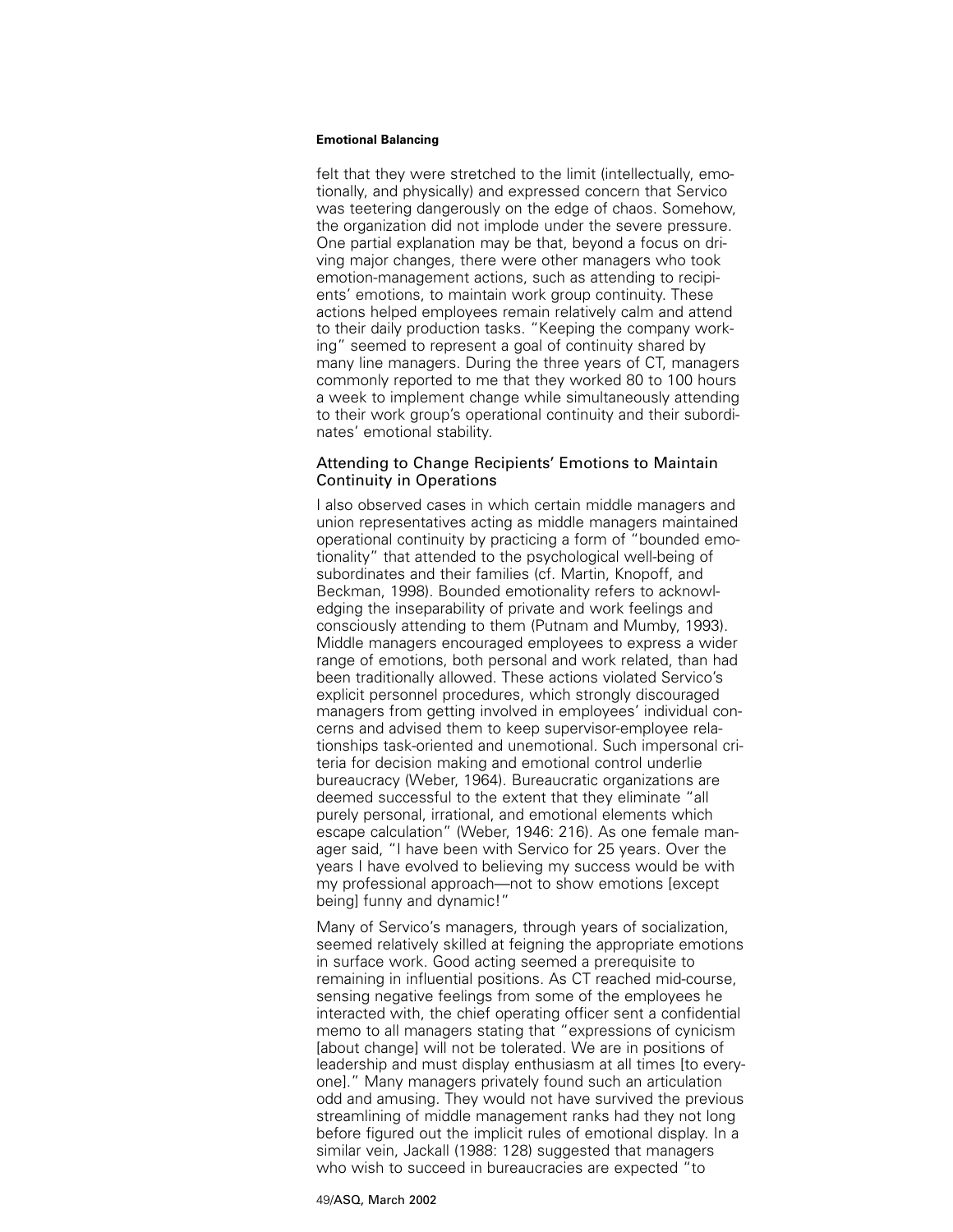felt that they were stretched to the limit (intellectually, emotionally, and physically) and expressed concern that Servico was teetering dangerously on the edge of chaos. Somehow, the organization did not implode under the severe pressure. One partial explanation may be that, beyond a focus on driving major changes, there were other managers who took emotion-management actions, such as attending to recipients' emotions, to maintain work group continuity. These actions helped employees remain relatively calm and attend to their daily production tasks. "Keeping the company working" seemed to represent a goal of continuity shared by many line managers. During the three years of CT, managers commonly reported to me that they worked 80 to 100 hours a week to implement change while simultaneously attending to their work group's operational continuity and their subordinates' emotional stability.

## Attending to Change Recipients' Emotions to Maintain Continuity in Operations

I also observed cases in which certain middle managers and union representatives acting as middle managers maintained operational continuity by practicing a form of "bounded emotionality" that attended to the psychological well-being of subordinates and their families (cf. Martin, Knopoff, and Beckman, 1998). Bounded emotionality refers to acknowledging the inseparability of private and work feelings and consciously attending to them (Putnam and Mumby, 1993). Middle managers encouraged employees to express a wider range of emotions, both personal and work related, than had been traditionally allowed. These actions violated Servico's explicit personnel procedures, which strongly discouraged managers from getting involved in employees' individual concerns and advised them to keep supervisor-employee relationships task-oriented and unemotional. Such impersonal criteria for decision making and emotional control underlie bureaucracy (Weber, 1964). Bureaucratic organizations are deemed successful to the extent that they eliminate "all purely personal, irrational, and emotional elements which escape calculation" (Weber, 1946: 216). As one female manager said, "I have been with Servico for 25 years. Over the years I have evolved to believing my success would be with my professional approach—not to show emotions [except being] funny and dynamic!"

Many of Servico's managers, through years of socialization, seemed relatively skilled at feigning the appropriate emotions in surface work. Good acting seemed a prerequisite to remaining in influential positions. As CT reached mid-course, sensing negative feelings from some of the employees he interacted with, the chief operating officer sent a confidential memo to all managers stating that "expressions of cynicism [about change] will not be tolerated. We are in positions of leadership and must display enthusiasm at all times [to everyone]." Many managers privately found such an articulation odd and amusing. They would not have survived the previous streamlining of middle management ranks had they not long before figured out the implicit rules of emotional display. In a similar vein, Jackall (1988: 128) suggested that managers who wish to succeed in bureaucracies are expected "to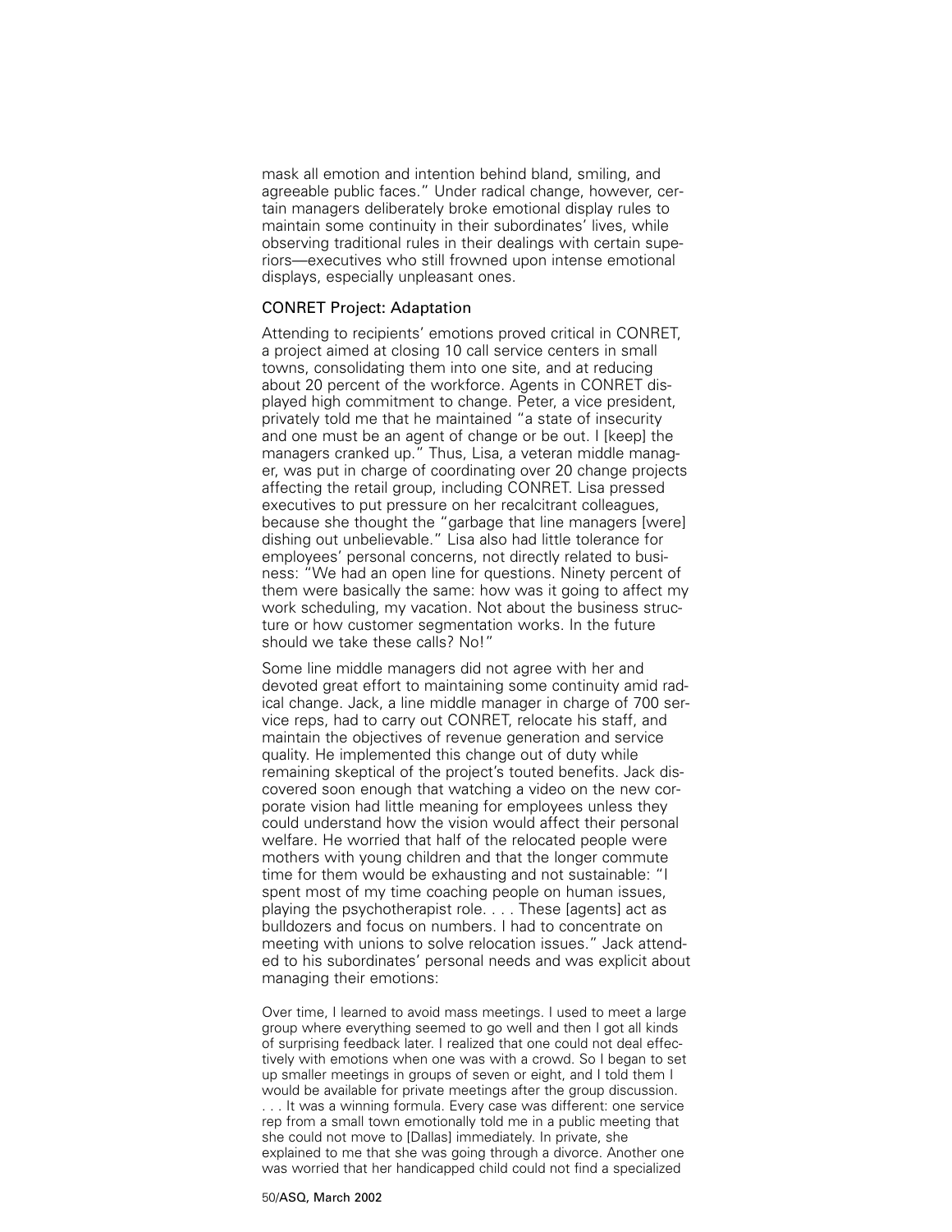mask all emotion and intention behind bland, smiling, and agreeable public faces." Under radical change, however, certain managers deliberately broke emotional display rules to maintain some continuity in their subordinates' lives, while observing traditional rules in their dealings with certain superiors—executives who still frowned upon intense emotional displays, especially unpleasant ones.

### CONRET Project: Adaptation

Attending to recipients' emotions proved critical in CONRET, a project aimed at closing 10 call service centers in small towns, consolidating them into one site, and at reducing about 20 percent of the workforce. Agents in CONRET displayed high commitment to change. Peter, a vice president, privately told me that he maintained "a state of insecurity and one must be an agent of change or be out. I [keep] the managers cranked up." Thus, Lisa, a veteran middle manager, was put in charge of coordinating over 20 change projects affecting the retail group, including CONRET. Lisa pressed executives to put pressure on her recalcitrant colleagues, because she thought the "garbage that line managers [were] dishing out unbelievable." Lisa also had little tolerance for employees' personal concerns, not directly related to business: "We had an open line for questions. Ninety percent of them were basically the same: how was it going to affect my work scheduling, my vacation. Not about the business structure or how customer segmentation works. In the future should we take these calls? No!"

Some line middle managers did not agree with her and devoted great effort to maintaining some continuity amid radical change. Jack, a line middle manager in charge of 700 service reps, had to carry out CONRET, relocate his staff, and maintain the objectives of revenue generation and service quality. He implemented this change out of duty while remaining skeptical of the project's touted benefits. Jack discovered soon enough that watching a video on the new corporate vision had little meaning for employees unless they could understand how the vision would affect their personal welfare. He worried that half of the relocated people were mothers with young children and that the longer commute time for them would be exhausting and not sustainable: "I spent most of my time coaching people on human issues, playing the psychotherapist role. . . . These [agents] act as bulldozers and focus on numbers. I had to concentrate on meeting with unions to solve relocation issues." Jack attended to his subordinates' personal needs and was explicit about managing their emotions:

> Over time, I learned to avoid mass meetings. I used to meet a large group where everything seemed to go well and then I got all kinds of surprising feedback later. I realized that one could not deal effectively with emotions when one was with a crowd. So I began to set up smaller meetings in groups of seven or eight, and I told them I would be available for private meetings after the group discussion. . . . It was a winning formula. Every case was different: one service rep from a small town emotionally told me in a public meeting that she could not move to [Dallas] immediately. In private, she explained to me that she was going through a divorce. Another one was worried that her handicapped child could not find a specialized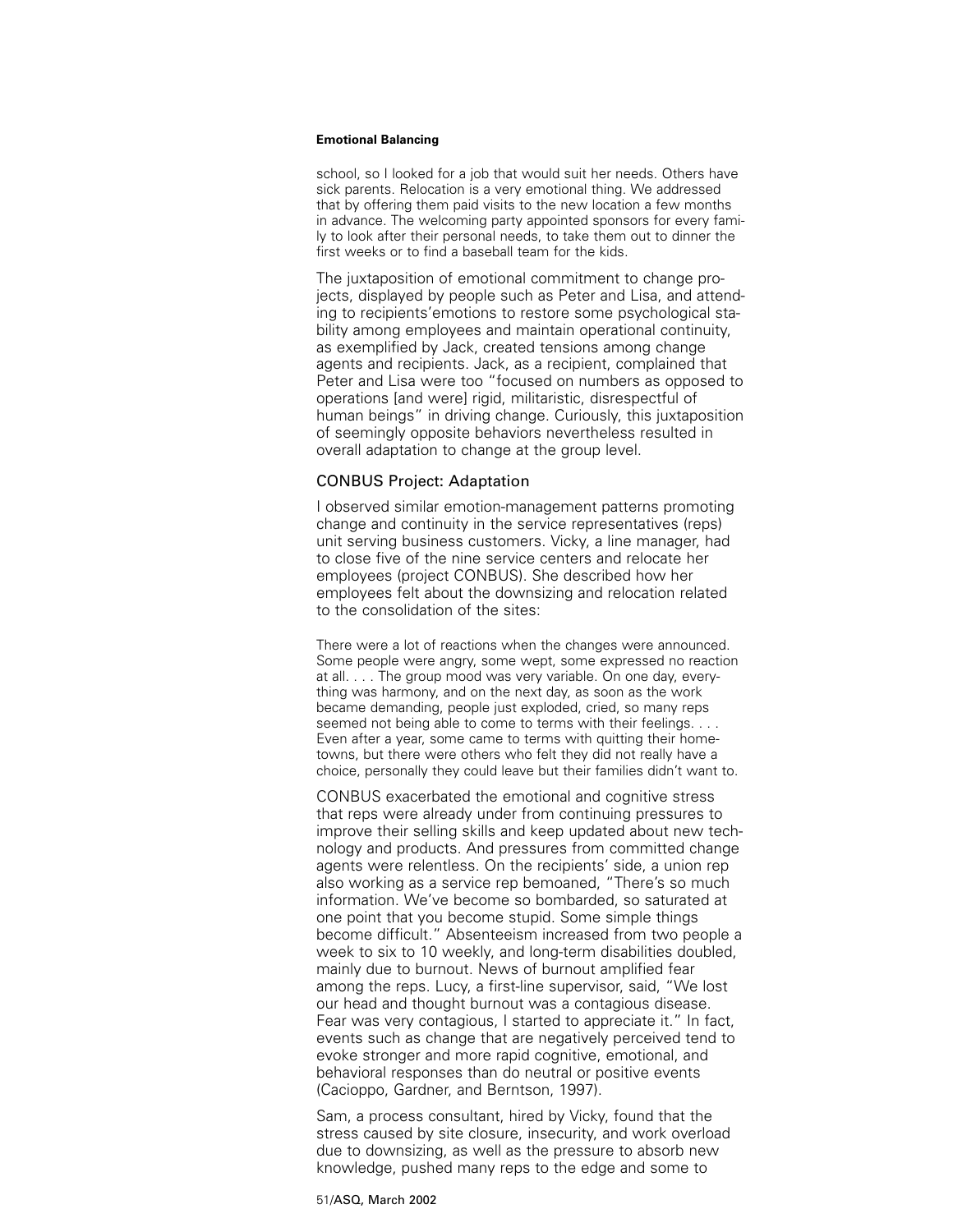school, so I looked for a job that would suit her needs. Others have sick parents. Relocation is a very emotional thing. We addressed that by offering them paid visits to the new location a few months in advance. The welcoming party appointed sponsors for every family to look after their personal needs, to take them out to dinner the first weeks or to find a baseball team for the kids.

The juxtaposition of emotional commitment to change projects, displayed by people such as Peter and Lisa, and attending to recipients'emotions to restore some psychological stability among employees and maintain operational continuity, as exemplified by Jack, created tensions among change agents and recipients. Jack, as a recipient, complained that Peter and Lisa were too "focused on numbers as opposed to operations [and were] rigid, militaristic, disrespectful of human beings" in driving change. Curiously, this juxtaposition of seemingly opposite behaviors nevertheless resulted in overall adaptation to change at the group level.

## CONBUS Project: Adaptation

I observed similar emotion-management patterns promoting change and continuity in the service representatives (reps) unit serving business customers. Vicky, a line manager, had to close five of the nine service centers and relocate her employees (project CONBUS). She described how her employees felt about the downsizing and relocation related to the consolidation of the sites:

> There were a lot of reactions when the changes were announced. Some people were angry, some wept, some expressed no reaction at all. . . . The group mood was very variable. On one day, everything was harmony, and on the next day, as soon as the work became demanding, people just exploded, cried, so many reps seemed not being able to come to terms with their feelings. . . . Even after a year, some came to terms with quitting their hometowns, but there were others who felt they did not really have a choice, personally they could leave but their families didn't want to.

CONBUS exacerbated the emotional and cognitive stress that reps were already under from continuing pressures to improve their selling skills and keep updated about new technology and products. And pressures from committed change agents were relentless. On the recipients' side, a union rep also working as a service rep bemoaned, "There's so much information. We've become so bombarded, so saturated at one point that you become stupid. Some simple things become difficult." Absenteeism increased from two people a week to six to 10 weekly, and long-term disabilities doubled, mainly due to burnout. News of burnout amplified fear among the reps. Lucy, a first-line supervisor, said, "We lost our head and thought burnout was a contagious disease. Fear was very contagious, I started to appreciate it." In fact, events such as change that are negatively perceived tend to evoke stronger and more rapid cognitive, emotional, and behavioral responses than do neutral or positive events (Cacioppo, Gardner, and Berntson, 1997).

Sam, a process consultant, hired by Vicky, found that the stress caused by site closure, insecurity, and work overload due to downsizing, as well as the pressure to absorb new knowledge, pushed many reps to the edge and some to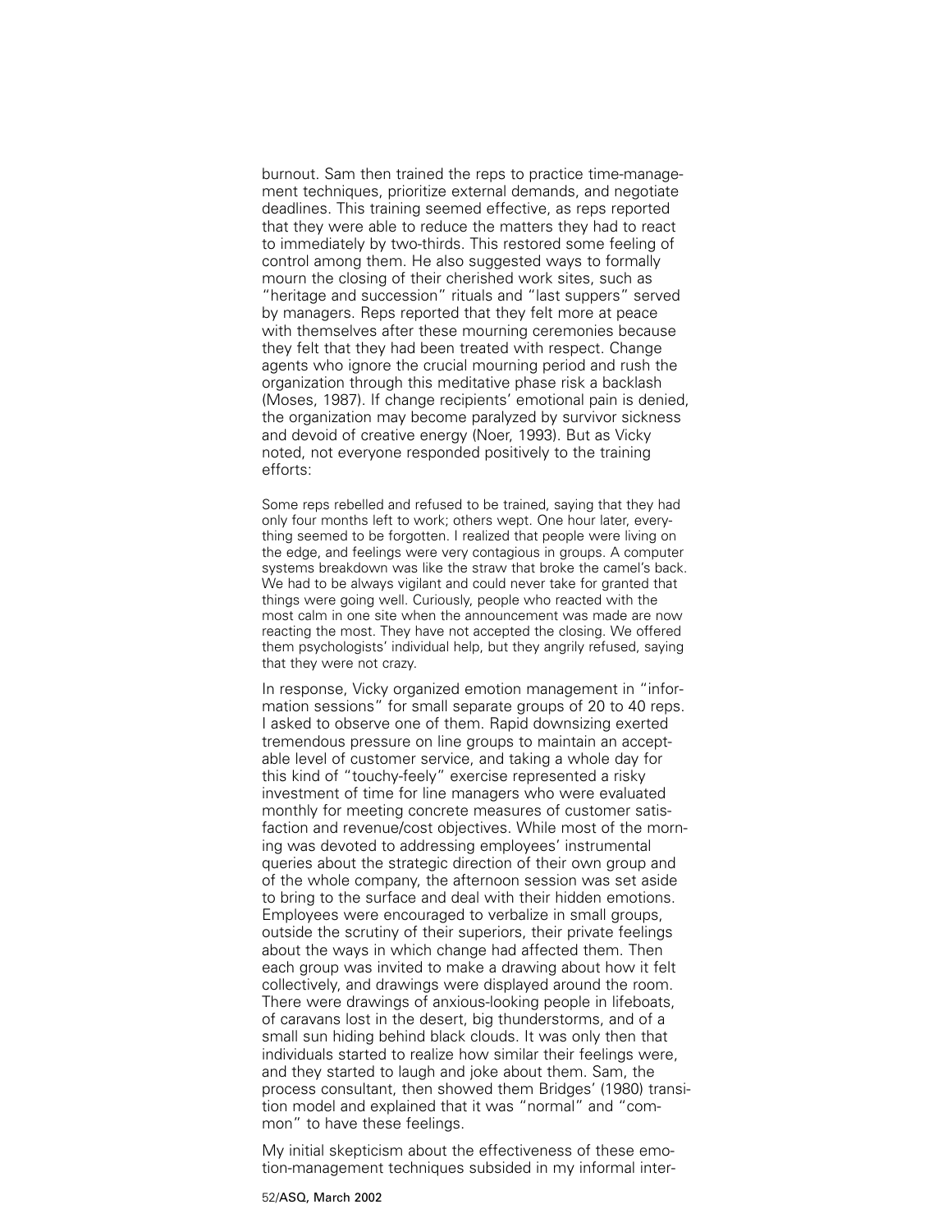burnout. Sam then trained the reps to practice time-management techniques, prioritize external demands, and negotiate deadlines. This training seemed effective, as reps reported that they were able to reduce the matters they had to react to immediately by two-thirds. This restored some feeling of control among them. He also suggested ways to formally mourn the closing of their cherished work sites, such as "heritage and succession" rituals and "last suppers" served by managers. Reps reported that they felt more at peace with themselves after these mourning ceremonies because they felt that they had been treated with respect. Change agents who ignore the crucial mourning period and rush the organization through this meditative phase risk a backlash (Moses, 1987). If change recipients' emotional pain is denied, the organization may become paralyzed by survivor sickness and devoid of creative energy (Noer, 1993). But as Vicky noted, not everyone responded positively to the training efforts:

> Some reps rebelled and refused to be trained, saying that they had only four months left to work; others wept. One hour later, everything seemed to be forgotten. I realized that people were living on the edge, and feelings were very contagious in groups. A computer systems breakdown was like the straw that broke the camel's back. We had to be always vigilant and could never take for granted that things were going well. Curiously, people who reacted with the most calm in one site when the announcement was made are now reacting the most. They have not accepted the closing. We offered them psychologists' individual help, but they angrily refused, saying that they were not crazy.

In response, Vicky organized emotion management in "information sessions" for small separate groups of 20 to 40 reps. I asked to observe one of them. Rapid downsizing exerted tremendous pressure on line groups to maintain an acceptable level of customer service, and taking a whole day for this kind of "touchy-feely" exercise represented a risky investment of time for line managers who were evaluated monthly for meeting concrete measures of customer satisfaction and revenue/cost objectives. While most of the morning was devoted to addressing employees' instrumental queries about the strategic direction of their own group and of the whole company, the afternoon session was set aside to bring to the surface and deal with their hidden emotions. Employees were encouraged to verbalize in small groups, outside the scrutiny of their superiors, their private feelings about the ways in which change had affected them. Then each group was invited to make a drawing about how it felt collectively, and drawings were displayed around the room. There were drawings of anxious-looking people in lifeboats, of caravans lost in the desert, big thunderstorms, and of a small sun hiding behind black clouds. It was only then that individuals started to realize how similar their feelings were, and they started to laugh and joke about them. Sam, the process consultant, then showed them Bridges' (1980) transition model and explained that it was "normal" and "common" to have these feelings.

My initial skepticism about the effectiveness of these emotion-management techniques subsided in my informal inter-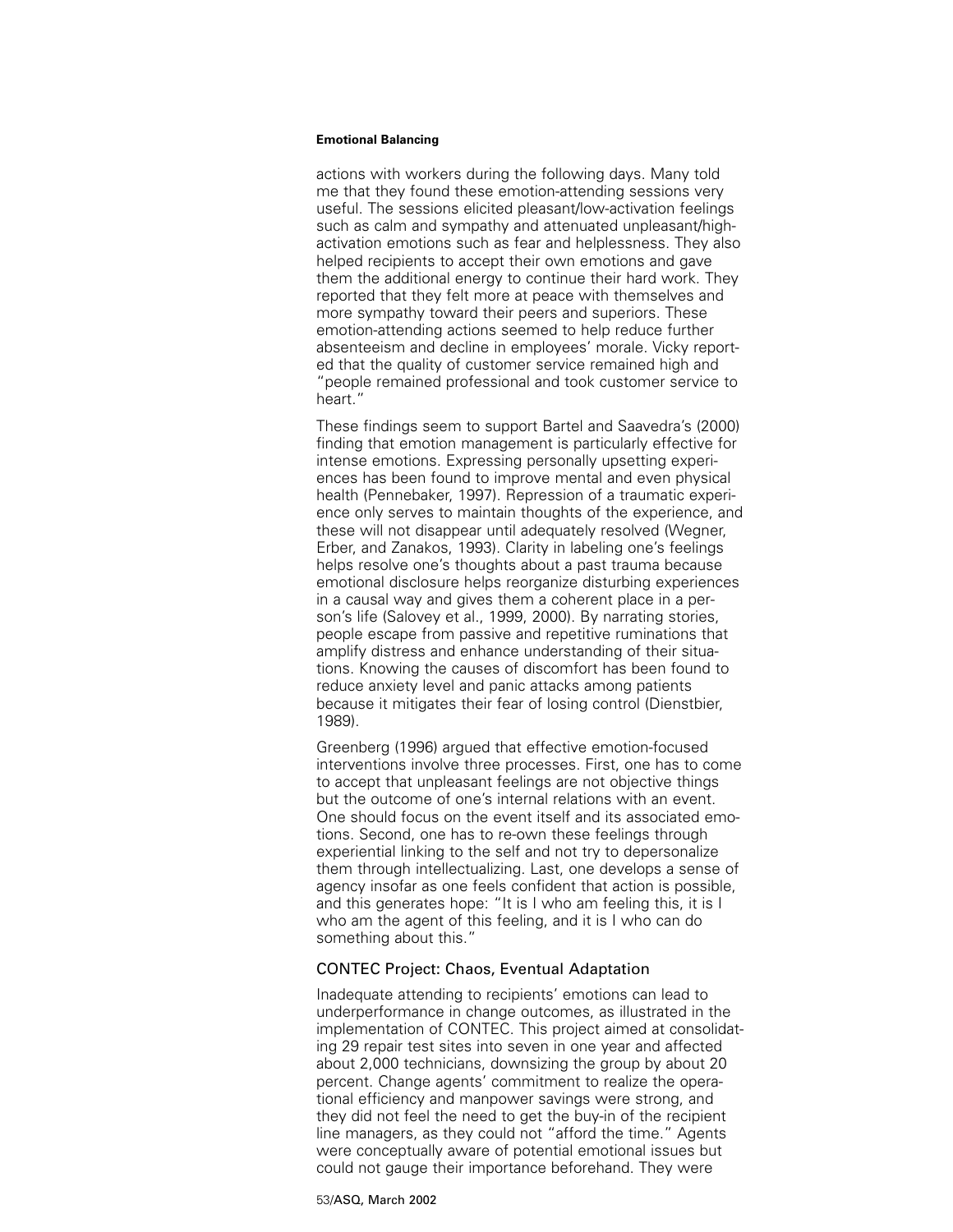actions with workers during the following days. Many told me that they found these emotion-attending sessions very useful. The sessions elicited pleasant/low-activation feelings such as calm and sympathy and attenuated unpleasant/high-activation emotions such as fear and helplessness. They also helped recipients to accept their own emotions and gave them the additional energy to continue their hard work. They reported that they felt more at peace with themselves and more sympathy toward their peers and superiors. These emotion-attending actions seemed to help reduce further absenteeism and decline in employees' morale. Vicky reported that the quality of customer service remained high and "people remained professional and took customer service to heart."

These findings seem to support Bartel and Saavedra's (2000) finding that emotion management is particularly effective for intense emotions. Expressing personally upsetting experiences has been found to improve mental and even physical health (Pennebaker, 1997). Repression of a traumatic experience only serves to maintain thoughts of the experience, and these will not disappear until adequately resolved (Wegner, Erber, and Zanakos, 1993). Clarity in labeling one's feelings helps resolve one's thoughts about a past trauma because emotional disclosure helps reorganize disturbing experiences in a causal way and gives them a coherent place in a person's life (Salovey et al., 1999, 2000). By narrating stories, people escape from passive and repetitive ruminations that amplify distress and enhance understanding of their situations. Knowing the causes of discomfort has been found to reduce anxiety level and panic attacks among patients because it mitigates their fear of losing control (Dienstbier, 1989).

Greenberg (1996) argued that effective emotion-focused interventions involve three processes. First, one has to come to accept that unpleasant feelings are not objective things but the outcome of one's internal relations with an event. One should focus on the event itself and its associated emotions. Second, one has to re-own these feelings through experiential linking to the self and not try to depersonalize them through intellectualizing. Last, one develops a sense of agency insofar as one feels confident that action is possible, and this generates hope: "It is I who am feeling this, it is I who am the agent of this feeling, and it is I who can do something about this."

## CONTEC Project: Chaos, Eventual Adaptation

Inadequate attending to recipients' emotions can lead to underperformance in change outcomes, as illustrated in the implementation of CONTEC. This project aimed at consolidating 29 repair test sites into seven in one year and affected about 2,000 technicians, downsizing the group by about 20 percent. Change agents' commitment to realize the operational efficiency and manpower savings were strong, and they did not feel the need to get the buy-in of the recipient line managers, as they could not "afford the time." Agents were conceptually aware of potential emotional issues but could not gauge their importance beforehand. They were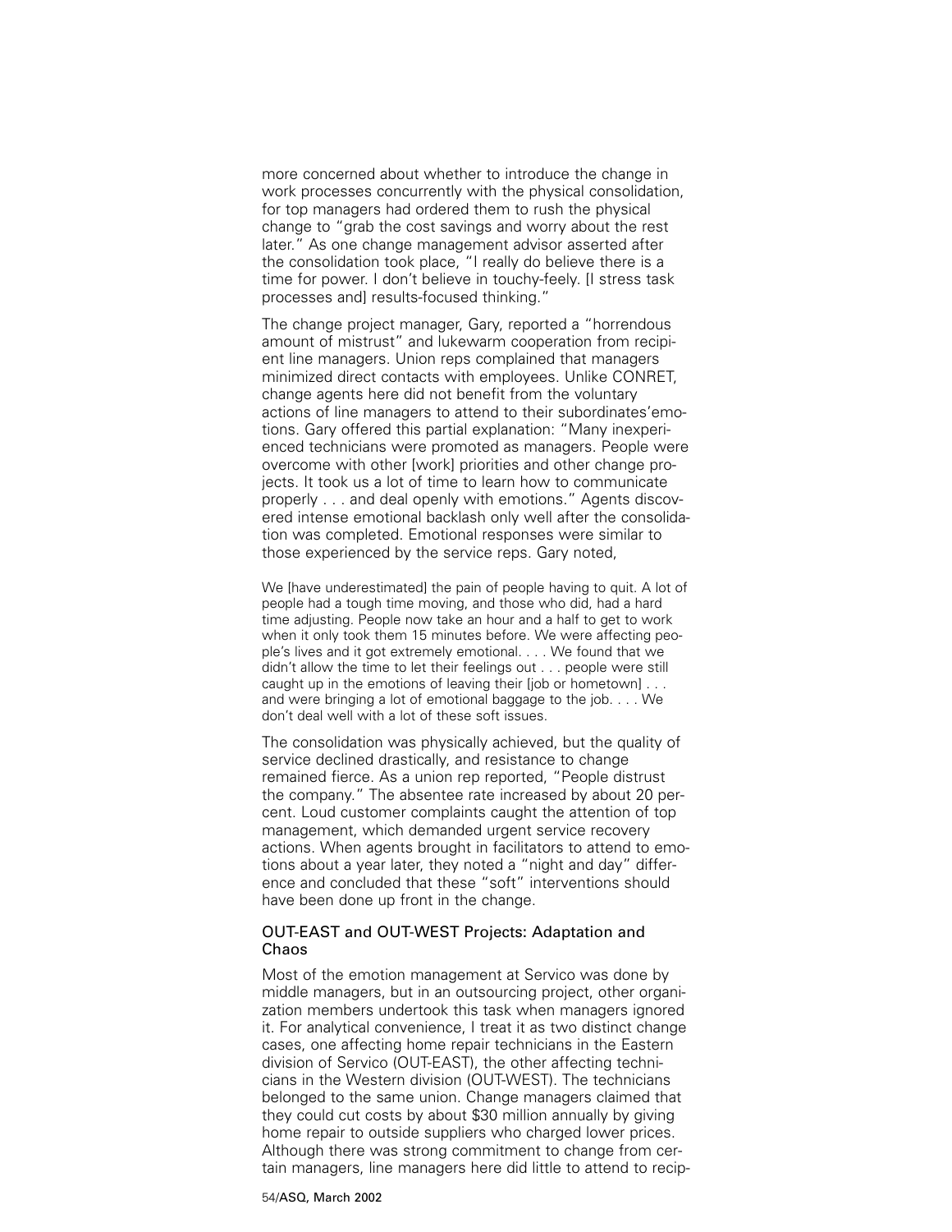more concerned about whether to introduce the change in work processes concurrently with the physical consolidation, for top managers had ordered them to rush the physical change to "grab the cost savings and worry about the rest later." As one change management advisor asserted after the consolidation took place, "I really do believe there is a time for power. I don't believe in touchy-feely. [I stress task processes and] results-focused thinking."

The change project manager, Gary, reported a "horrendous amount of mistrust" and lukewarm cooperation from recipient line managers. Union reps complained that managers minimized direct contacts with employees. Unlike CONRET, change agents here did not benefit from the voluntary actions of line managers to attend to their subordinates' emotions. Gary offered this partial explanation: "Many inexperienced technicians were promoted as managers. People were overcome with other [work] priorities and other change projects. It took us a lot of time to learn how to communicate properly . . . and deal openly with emotions." Agents discovered intense emotional backlash only well after the consolidation was completed. Emotional responses were similar to those experienced by the service reps. Gary noted,

> We [have underestimated] the pain of people having to quit. A lot of people had a tough time moving, and those who did, had a hard time adjusting. People now take an hour and a half to get to work when it only took them 15 minutes before. We were affecting people's lives and it got extremely emotional. . . . We found that we didn't allow the time to let their feelings out . . . people were still caught up in the emotions of leaving their [job or hometown] . . . and were bringing a lot of emotional baggage to the job. . . . We don't deal well with a lot of these soft issues.

The consolidation was physically achieved, but the quality of service declined drastically, and resistance to change remained fierce. As a union rep reported, "People distrust the company." The absentee rate increased by about 20 percent. Loud customer complaints caught the attention of top management, which demanded urgent service recovery actions. When agents brought in facilitators to attend to emotions about a year later, they noted a "night and day" difference and concluded that these "soft" interventions should have been done up front in the change.

### OUT-EAST and OUT-WEST Projects: Adaptation and Chaos

Most of the emotion management at Servico was done by middle managers, but in an outsourcing project, other organization members undertook this task when managers ignored it. For analytical convenience, I treat it as two distinct change cases, one affecting home repair technicians in the Eastern division of Servico (OUT-EAST), the other affecting technicians in the Western division (OUT-WEST). The technicians belonged to the same union. Change managers claimed that they could cut costs by about $30 million annually by giving home repair to outside suppliers who charged lower prices. Although there was strong commitment to change from certain managers, line managers here did little to attend to recip-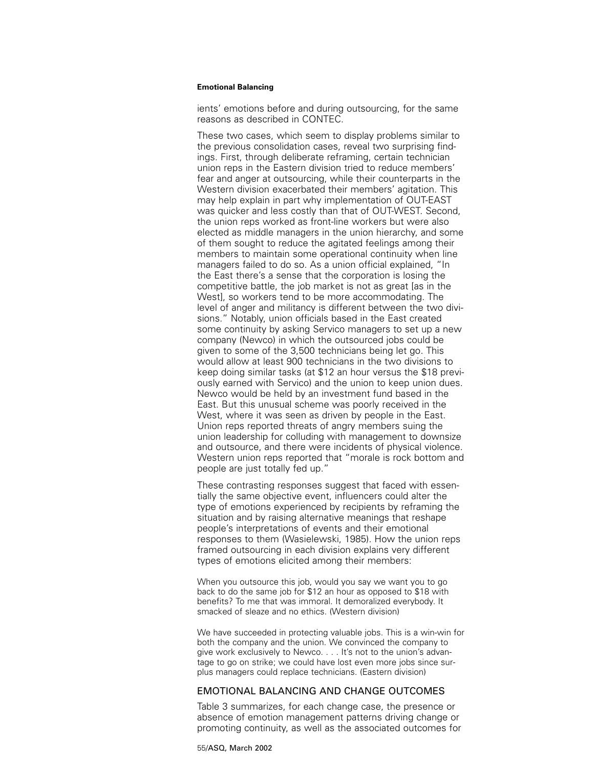ients' emotions before and during outsourcing, for the same reasons as described in CONTEC.

These two cases, which seem to display problems similar to the previous consolidation cases, reveal two surprising findings. First, through deliberate reframing, certain technician union reps in the Eastern division tried to reduce members' fear and anger at outsourcing, while their counterparts in the Western division exacerbated their members' agitation. This may help explain in part why implementation of OUT-EAST was quicker and less costly than that of OUT-WEST. Second, the union reps worked as front-line workers but were also elected as middle managers in the union hierarchy, and some of them sought to reduce the agitated feelings among their members to maintain some operational continuity when line managers failed to do so. As a union official explained, "In the East there's a sense that the corporation is losing the competitive battle, the job market is not as great [as in the West], so workers tend to be more accommodating. The level of anger and militancy is different between the two divisions." Notably, union officials based in the East created some continuity by asking Servico managers to set up a new company (Newco) in which the outsourced jobs could be given to some of the 3,500 technicians being let go. This would allow at least 900 technicians in the two divisions to keep doing similar tasks (at $12 an hour versus the $18 previously earned with Servico) and the union to keep union dues. Newco would be held by an investment fund based in the East. But this unusual scheme was poorly received in the West, where it was seen as driven by people in the East. Union reps reported threats of angry members suing the union leadership for colluding with management to downsize and outsource, and there were incidents of physical violence. Western union reps reported that "morale is rock bottom and people are just totally fed up."

These contrasting responses suggest that faced with essentially the same objective event, influencers could alter the type of emotions experienced by recipients by reframing the situation and by raising alternative meanings that reshape people's interpretations of events and their emotional responses to them (Wasielewski, 1985). How the union reps framed outsourcing in each division explains very different types of emotions elicited among their members:

> When you outsource this job, would you say we want you to go back to do the same job for $12 an hour as opposed to $18 with benefits? To me that was immoral. It demoralized everybody. It smacked of sleaze and no ethics. (Western division)

> We have succeeded in protecting valuable jobs. This is a win-win for both the company and the union. We convinced the company to give work exclusively to Newco. . . . It's not to the union's advantage to go on strike; we could have lost even more jobs since surplus managers could replace technicians. (Eastern division)

## EMOTIONAL BALANCING AND CHANGE OUTCOMES

Table 3 summarizes, for each change case, the presence or absence of emotion management patterns driving change or promoting continuity, as well as the associated outcomes for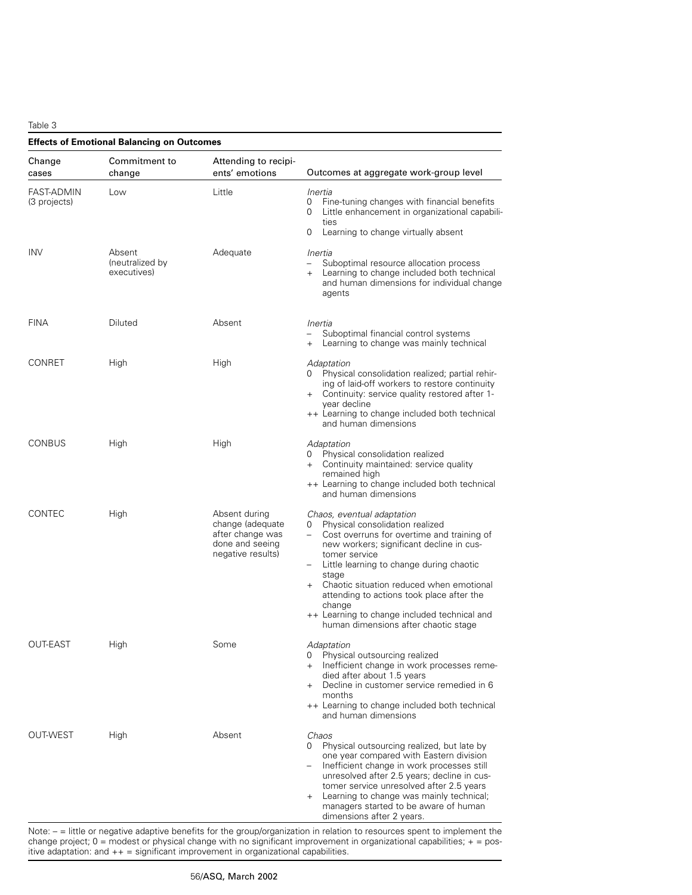Table 3

**Effects of Emotional Balancing on Outcomes**

| Change cases | Commitment to change | Attending to recipients' emotions | Outcomes at aggregate work-group level |
|---|---|---|---|
| FAST-ADMIN (3 projects) | Low | Little | *Inertia*<br>0 Fine-tuning changes with financial benefits<br>0 Little enhancement in organizational capabilities<br>0 Learning to change virtually absent |
| INV | Absent (neutralized by executives) | Adequate | *Inertia*<br>– Suboptimal resource allocation process<br>+ Learning to change included both technical and human dimensions for individual change agents |
| FINA | Diluted | Absent | *Inertia*<br>– Suboptimal financial control systems<br>+ Learning to change was mainly technical |
| CONRET | High | High | *Adaptation*<br>0 Physical consolidation realized; partial rehiring of laid-off workers to restore continuity<br>+ Continuity: service quality restored after 1-year decline<br>++ Learning to change included both technical and human dimensions |
| CONBUS | High | High | *Adaptation*<br>0 Physical consolidation realized<br>+ Continuity maintained: service quality remained high<br>++ Learning to change included both technical and human dimensions |
| CONTEC | High | Absent during change (adequate after change was done and seeing negative results) | *Chaos, eventual adaptation*<br>0 Physical consolidation realized<br>– Cost overruns for overtime and training of new workers; significant decline in customer service<br>– Little learning to change during chaotic stage<br>+ Chaotic situation reduced when emotional attending to actions took place after the change<br>++ Learning to change included technical and human dimensions after chaotic stage |
| OUT-EAST | High | Some | *Adaptation*<br>0 Physical outsourcing realized<br>+ Inefficient change in work processes remedied after about 1.5 years<br>+ Decline in customer service remedied in 6 months<br>++ Learning to change included both technical and human dimensions |
| OUT-WEST | High | Absent | *Chaos*<br>0 Physical outsourcing realized, but late by one year compared with Eastern division<br>– Inefficient change in work processes still unresolved after 2.5 years; decline in customer service unresolved after 2.5 years<br>+ Learning to change was mainly technical; managers started to be aware of human dimensions after 2 years. |

Note: – = little or negative adaptive benefits for the group/organization in relation to resources spent to implement the change project; 0 = modest or physical change with no significant improvement in organizational capabilities; + = positive adaptation: and ++ = significant improvement in organizational capabilities.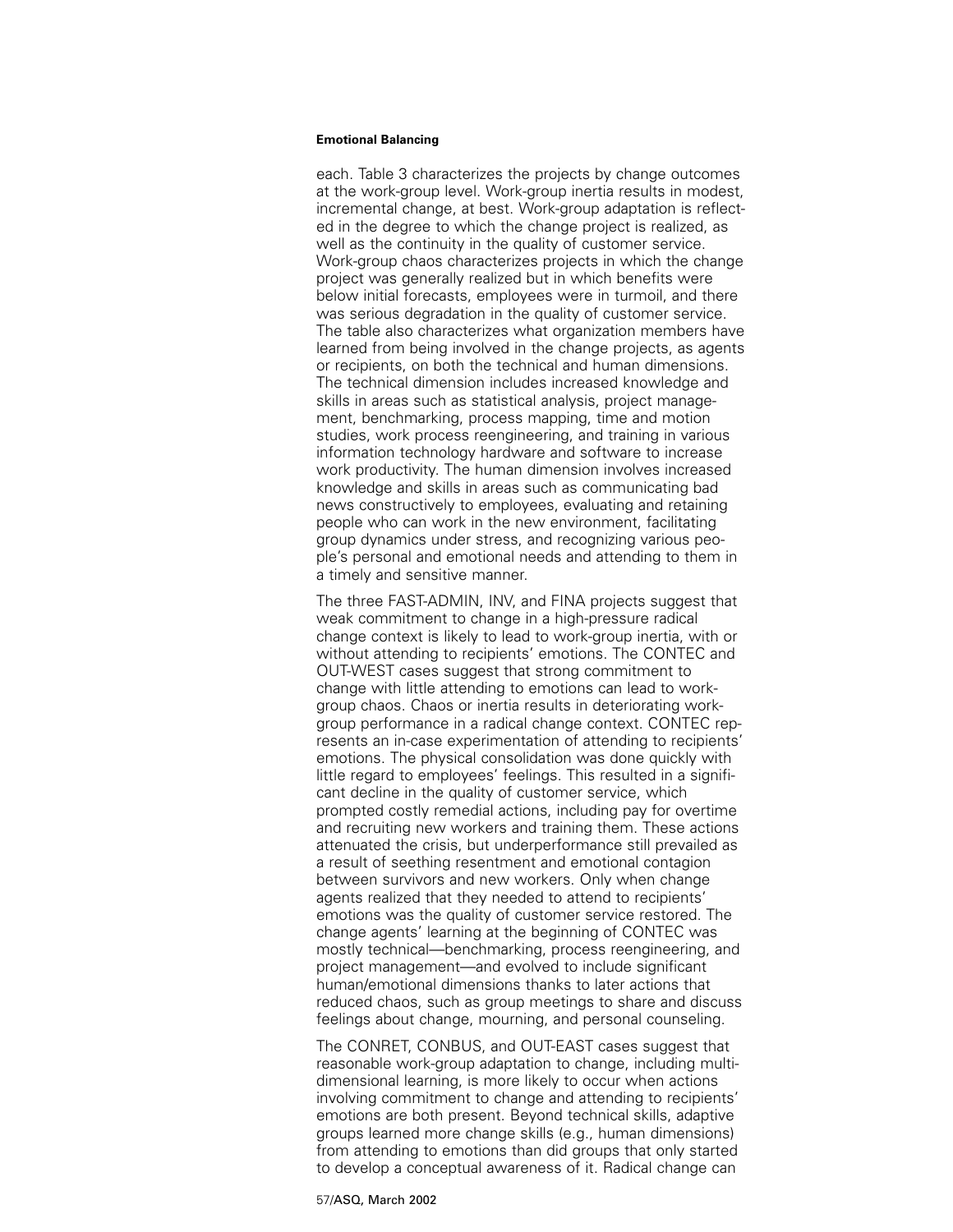each. Table 3 characterizes the projects by change outcomes at the work-group level. Work-group inertia results in modest, incremental change, at best. Work-group adaptation is reflected in the degree to which the change project is realized, as well as the continuity in the quality of customer service. Work-group chaos characterizes projects in which the change project was generally realized but in which benefits were below initial forecasts, employees were in turmoil, and there was serious degradation in the quality of customer service. The table also characterizes what organization members have learned from being involved in the change projects, as agents or recipients, on both the technical and human dimensions. The technical dimension includes increased knowledge and skills in areas such as statistical analysis, project management, benchmarking, process mapping, time and motion studies, work process reengineering, and training in various information technology hardware and software to increase work productivity. The human dimension involves increased knowledge and skills in areas such as communicating bad news constructively to employees, evaluating and retaining people who can work in the new environment, facilitating group dynamics under stress, and recognizing various people's personal and emotional needs and attending to them in a timely and sensitive manner.

The three FAST-ADMIN, INV, and FINA projects suggest that weak commitment to change in a high-pressure radical change context is likely to lead to work-group inertia, with or without attending to recipients' emotions. The CONTEC and OUT-WEST cases suggest that strong commitment to change with little attending to emotions can lead to work-group chaos. Chaos or inertia results in deteriorating work-group performance in a radical change context. CONTEC represents an in-case experimentation of attending to recipients' emotions. The physical consolidation was done quickly with little regard to employees' feelings. This resulted in a significant decline in the quality of customer service, which prompted costly remedial actions, including pay for overtime and recruiting new workers and training them. These actions attenuated the crisis, but underperformance still prevailed as a result of seething resentment and emotional contagion between survivors and new workers. Only when change agents realized that they needed to attend to recipients' emotions was the quality of customer service restored. The change agents' learning at the beginning of CONTEC was mostly technical—benchmarking, process reengineering, and project management—and evolved to include significant human/emotional dimensions thanks to later actions that reduced chaos, such as group meetings to share and discuss feelings about change, mourning, and personal counseling.

The CONRET, CONBUS, and OUT-EAST cases suggest that reasonable work-group adaptation to change, including multi-dimensional learning, is more likely to occur when actions involving commitment to change and attending to recipients' emotions are both present. Beyond technical skills, adaptive groups learned more change skills (e.g., human dimensions) from attending to emotions than did groups that only started to develop a conceptual awareness of it. Radical change can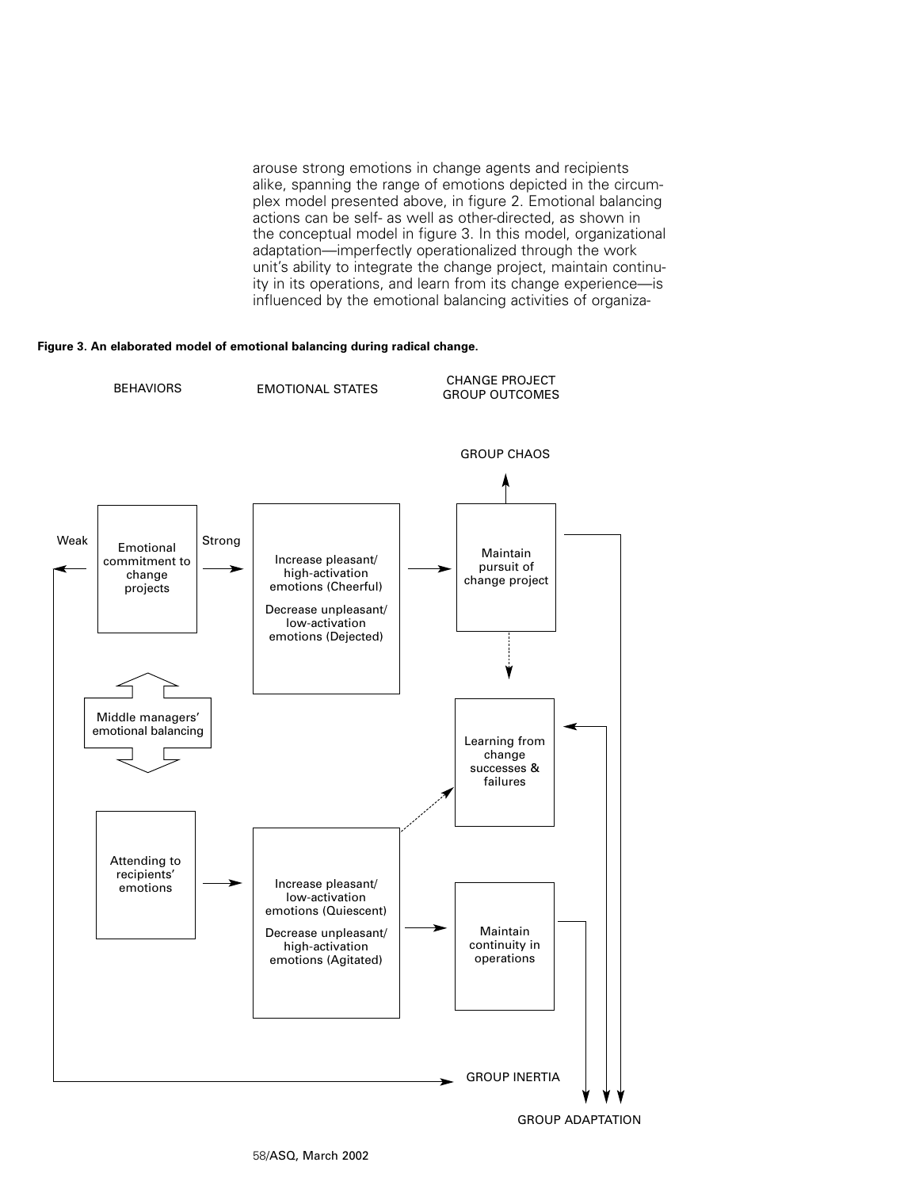arouse strong emotions in change agents and recipients alike, spanning the range of emotions depicted in the circumplex model presented above, in figure 2. Emotional balancing actions can be self- as well as other-directed, as shown in the conceptual model in figure 3. In this model, organizational adaptation—imperfectly operationalized through the work unit's ability to integrate the change project, maintain continuity in its operations, and learn from its change experience—is influenced by the emotional balancing activities of organiza-

**Figure 3. An elaborated model of emotional balancing during radical change.**

BEHAVIORS | EMOTIONAL STATES | CHANGE PROJECT GROUP OUTCOMES

GROUP CHAOS

Weak | Emotional commitment to change projects | Strong

Increase pleasant/ high-activation emotions (Cheerful)

Decrease unpleasant/ low-activation emotions (Dejected)

Maintain pursuit of change project

Middle managers' emotional balancing

Learning from change successes & failures

Attending to recipients' emotions

Increase pleasant/ low-activation emotions (Quiescent)

Decrease unpleasant/ high-activation emotions (Agitated)

Maintain continuity in operations

GROUP INERTIA

GROUP ADAPTATION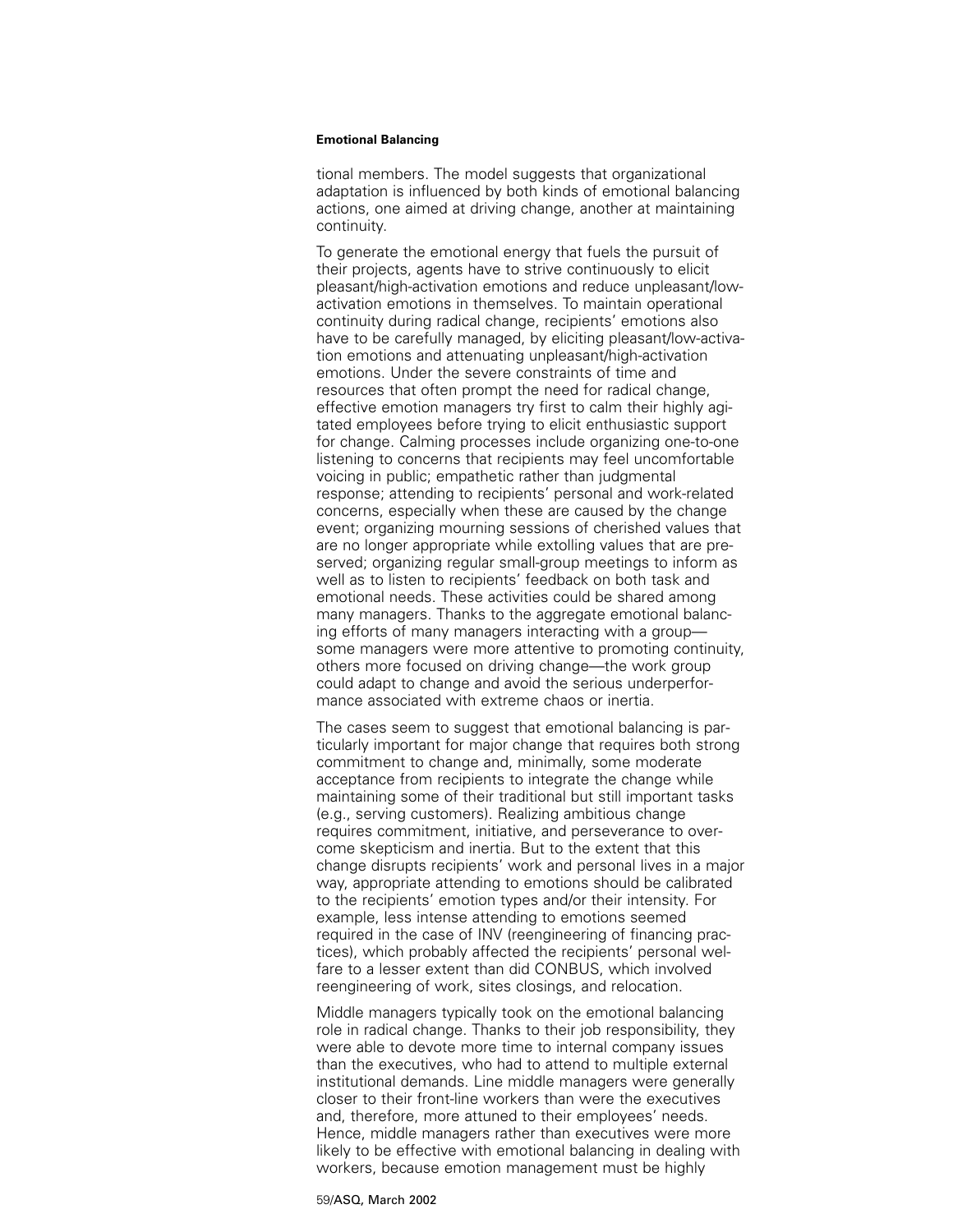tional members. The model suggests that organizational adaptation is influenced by both kinds of emotional balancing actions, one aimed at driving change, another at maintaining continuity.

To generate the emotional energy that fuels the pursuit of their projects, agents have to strive continuously to elicit pleasant/high-activation emotions and reduce unpleasant/low-activation emotions in themselves. To maintain operational continuity during radical change, recipients' emotions also have to be carefully managed, by eliciting pleasant/low-activation emotions and attenuating unpleasant/high-activation emotions. Under the severe constraints of time and resources that often prompt the need for radical change, effective emotion managers try first to calm their highly agitated employees before trying to elicit enthusiastic support for change. Calming processes include organizing one-to-one listening to concerns that recipients may feel uncomfortable voicing in public; empathetic rather than judgmental response; attending to recipients' personal and work-related concerns, especially when these are caused by the change event; organizing mourning sessions of cherished values that are no longer appropriate while extolling values that are preserved; organizing regular small-group meetings to inform as well as to listen to recipients' feedback on both task and emotional needs. These activities could be shared among many managers. Thanks to the aggregate emotional balancing efforts of many managers interacting with a group—some managers were more attentive to promoting continuity, others more focused on driving change—the work group could adapt to change and avoid the serious underperformance associated with extreme chaos or inertia.

The cases seem to suggest that emotional balancing is particularly important for major change that requires both strong commitment to change and, minimally, some moderate acceptance from recipients to integrate the change while maintaining some of their traditional but still important tasks (e.g., serving customers). Realizing ambitious change requires commitment, initiative, and perseverance to overcome skepticism and inertia. But to the extent that this change disrupts recipients' work and personal lives in a major way, appropriate attending to emotions should be calibrated to the recipients' emotion types and/or their intensity. For example, less intense attending to emotions seemed required in the case of INV (reengineering of financing practices), which probably affected the recipients' personal welfare to a lesser extent than did CONBUS, which involved reengineering of work, sites closings, and relocation.

Middle managers typically took on the emotional balancing role in radical change. Thanks to their job responsibility, they were able to devote more time to internal company issues than the executives, who had to attend to multiple external institutional demands. Line middle managers were generally closer to their front-line workers than were the executives and, therefore, more attuned to their employees' needs. Hence, middle managers rather than executives were more likely to be effective with emotional balancing in dealing with workers, because emotion management must be highly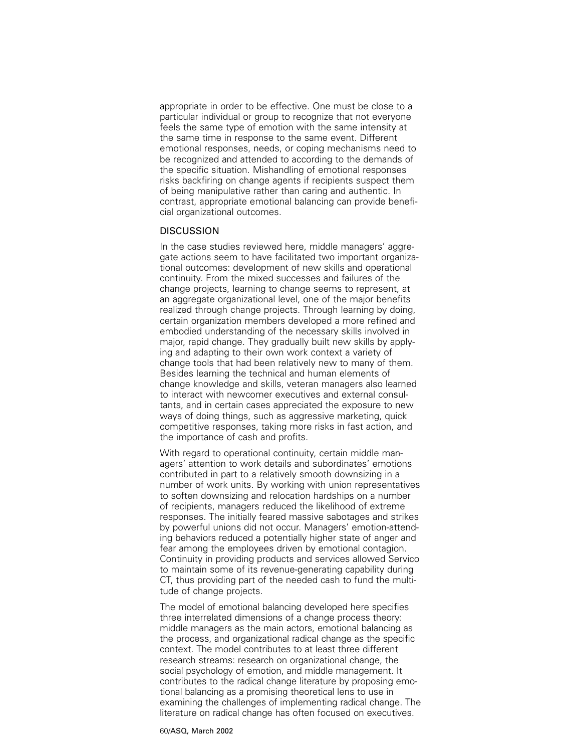appropriate in order to be effective. One must be close to a particular individual or group to recognize that not everyone feels the same type of emotion with the same intensity at the same time in response to the same event. Different emotional responses, needs, or coping mechanisms need to be recognized and attended to according to the demands of the specific situation. Mishandling of emotional responses risks backfiring on change agents if recipients suspect them of being manipulative rather than caring and authentic. In contrast, appropriate emotional balancing can provide beneficial organizational outcomes.

## DISCUSSION

In the case studies reviewed here, middle managers' aggregate actions seem to have facilitated two important organizational outcomes: development of new skills and operational continuity. From the mixed successes and failures of the change projects, learning to change seems to represent, at an aggregate organizational level, one of the major benefits realized through change projects. Through learning by doing, certain organization members developed a more refined and embodied understanding of the necessary skills involved in major, rapid change. They gradually built new skills by applying and adapting to their own work context a variety of change tools that had been relatively new to many of them. Besides learning the technical and human elements of change knowledge and skills, veteran managers also learned to interact with newcomer executives and external consultants, and in certain cases appreciated the exposure to new ways of doing things, such as aggressive marketing, quick competitive responses, taking more risks in fast action, and the importance of cash and profits.

With regard to operational continuity, certain middle managers' attention to work details and subordinates' emotions contributed in part to a relatively smooth downsizing in a number of work units. By working with union representatives to soften downsizing and relocation hardships on a number of recipients, managers reduced the likelihood of extreme responses. The initially feared massive sabotages and strikes by powerful unions did not occur. Managers' emotion-attending behaviors reduced a potentially higher state of anger and fear among the employees driven by emotional contagion. Continuity in providing products and services allowed Servico to maintain some of its revenue-generating capability during CT, thus providing part of the needed cash to fund the multitude of change projects.

The model of emotional balancing developed here specifies three interrelated dimensions of a change process theory: middle managers as the main actors, emotional balancing as the process, and organizational radical change as the specific context. The model contributes to at least three different research streams: research on organizational change, the social psychology of emotion, and middle management. It contributes to the radical change literature by proposing emotional balancing as a promising theoretical lens to use in examining the challenges of implementing radical change. The literature on radical change has often focused on executives.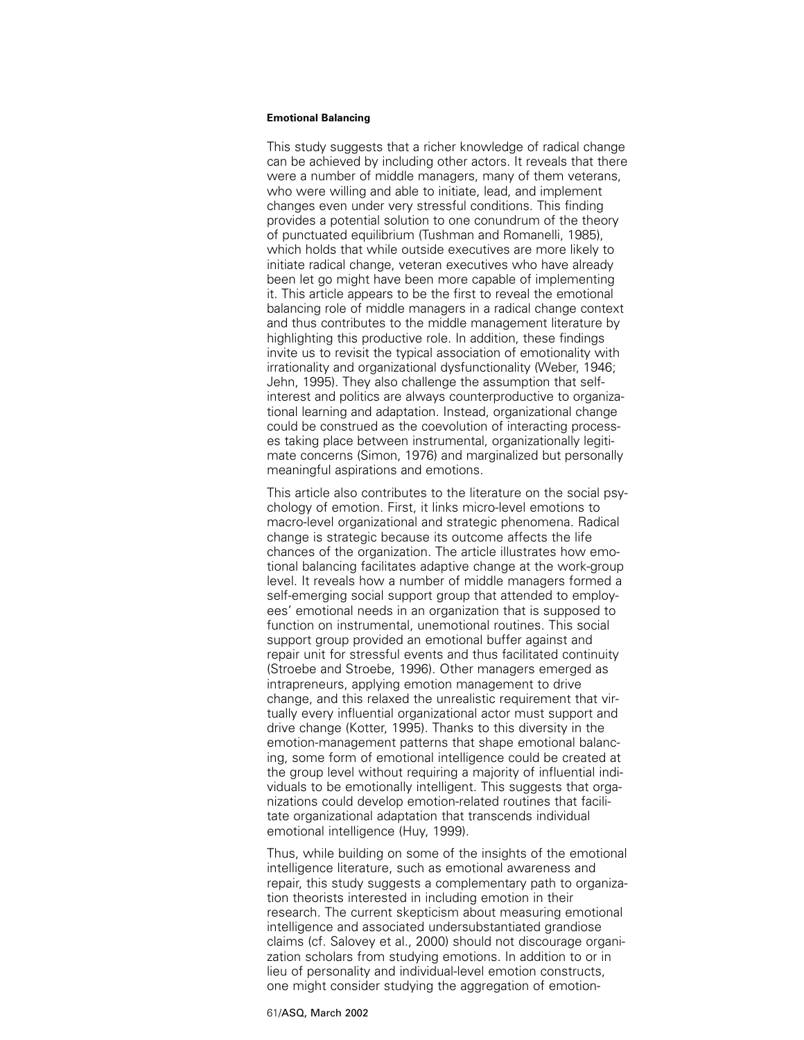This study suggests that a richer knowledge of radical change can be achieved by including other actors. It reveals that there were a number of middle managers, many of them veterans, who were willing and able to initiate, lead, and implement changes even under very stressful conditions. This finding provides a potential solution to one conundrum of the theory of punctuated equilibrium (Tushman and Romanelli, 1985), which holds that while outside executives are more likely to initiate radical change, veteran executives who have already been let go might have been more capable of implementing it. This article appears to be the first to reveal the emotional balancing role of middle managers in a radical change context and thus contributes to the middle management literature by highlighting this productive role. In addition, these findings invite us to revisit the typical association of emotionality with irrationality and organizational dysfunctionality (Weber, 1946; Jehn, 1995). They also challenge the assumption that self-interest and politics are always counterproductive to organizational learning and adaptation. Instead, organizational change could be construed as the coevolution of interacting processes taking place between instrumental, organizationally legitimate concerns (Simon, 1976) and marginalized but personally meaningful aspirations and emotions.

This article also contributes to the literature on the social psychology of emotion. First, it links micro-level emotions to macro-level organizational and strategic phenomena. Radical change is strategic because its outcome affects the life chances of the organization. The article illustrates how emotional balancing facilitates adaptive change at the work-group level. It reveals how a number of middle managers formed a self-emerging social support group that attended to employees' emotional needs in an organization that is supposed to function on instrumental, unemotional routines. This social support group provided an emotional buffer against and repair unit for stressful events and thus facilitated continuity (Stroebe and Stroebe, 1996). Other managers emerged as intrapreneurs, applying emotion management to drive change, and this relaxed the unrealistic requirement that virtually every influential organizational actor must support and drive change (Kotter, 1995). Thanks to this diversity in the emotion-management patterns that shape emotional balancing, some form of emotional intelligence could be created at the group level without requiring a majority of influential individuals to be emotionally intelligent. This suggests that organizations could develop emotion-related routines that facilitate organizational adaptation that transcends individual emotional intelligence (Huy, 1999).

Thus, while building on some of the insights of the emotional intelligence literature, such as emotional awareness and repair, this study suggests a complementary path to organization theorists interested in including emotion in their research. The current skepticism about measuring emotional intelligence and associated undersubstantiated grandiose claims (cf. Salovey et al., 2000) should not discourage organization scholars from studying emotions. In addition to or in lieu of personality and individual-level emotion constructs, one might consider studying the aggregation of emotion-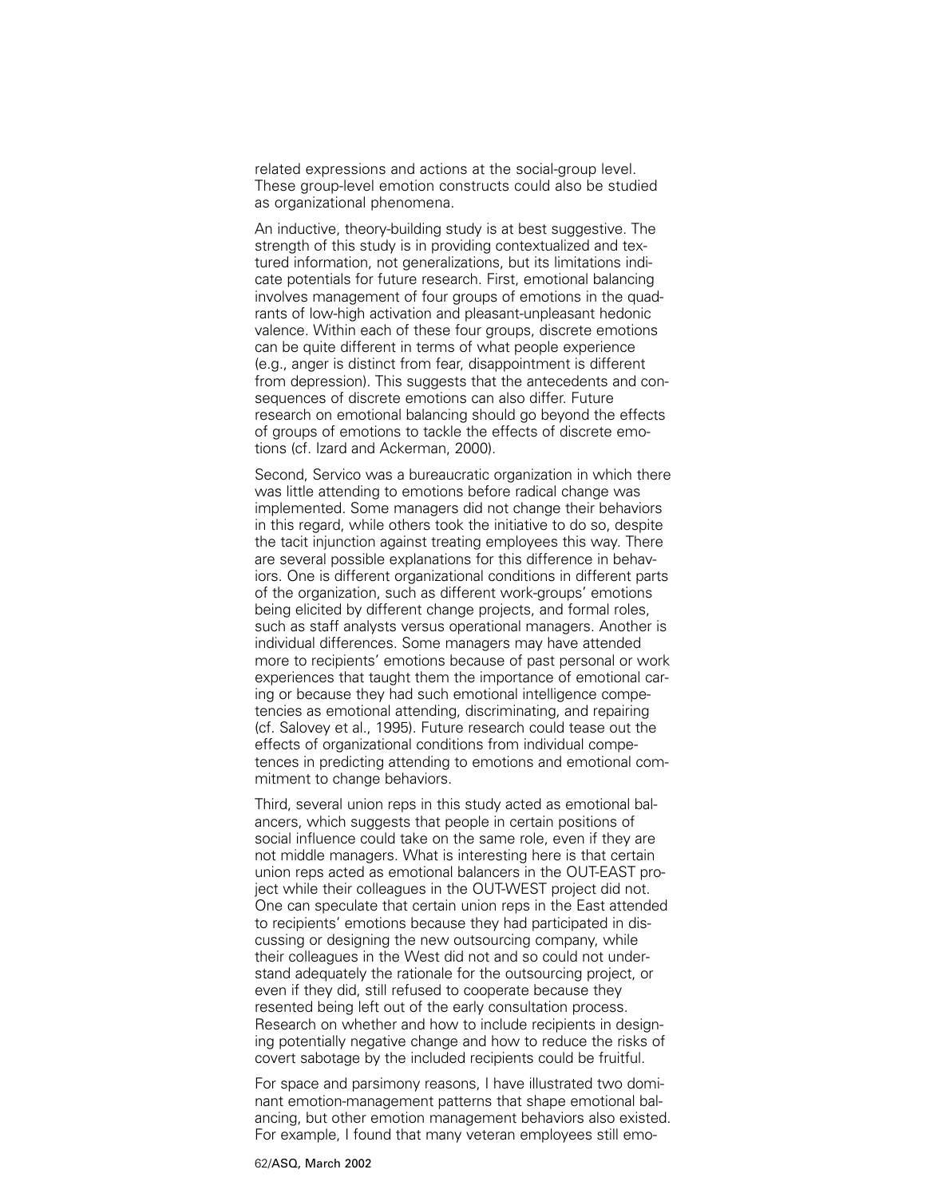related expressions and actions at the social-group level. These group-level emotion constructs could also be studied as organizational phenomena.

An inductive, theory-building study is at best suggestive. The strength of this study is in providing contextualized and textured information, not generalizations, but its limitations indicate potentials for future research. First, emotional balancing involves management of four groups of emotions in the quadrants of low-high activation and pleasant-unpleasant hedonic valence. Within each of these four groups, discrete emotions can be quite different in terms of what people experience (e.g., anger is distinct from fear, disappointment is different from depression). This suggests that the antecedents and consequences of discrete emotions can also differ. Future research on emotional balancing should go beyond the effects of groups of emotions to tackle the effects of discrete emotions (cf. Izard and Ackerman, 2000).

Second, Servico was a bureaucratic organization in which there was little attending to emotions before radical change was implemented. Some managers did not change their behaviors in this regard, while others took the initiative to do so, despite the tacit injunction against treating employees this way. There are several possible explanations for this difference in behaviors. One is different organizational conditions in different parts of the organization, such as different work-groups' emotions being elicited by different change projects, and formal roles, such as staff analysts versus operational managers. Another is individual differences. Some managers may have attended more to recipients' emotions because of past personal or work experiences that taught them the importance of emotional caring or because they had such emotional intelligence competencies as emotional attending, discriminating, and repairing (cf. Salovey et al., 1995). Future research could tease out the effects of organizational conditions from individual competences in predicting attending to emotions and emotional commitment to change behaviors.

Third, several union reps in this study acted as emotional balancers, which suggests that people in certain positions of social influence could take on the same role, even if they are not middle managers. What is interesting here is that certain union reps acted as emotional balancers in the OUT-EAST project while their colleagues in the OUT-WEST project did not. One can speculate that certain union reps in the East attended to recipients' emotions because they had participated in discussing or designing the new outsourcing company, while their colleagues in the West did not and so could not understand adequately the rationale for the outsourcing project, or even if they did, still refused to cooperate because they resented being left out of the early consultation process. Research on whether and how to include recipients in designing potentially negative change and how to reduce the risks of covert sabotage by the included recipients could be fruitful.

For space and parsimony reasons, I have illustrated two dominant emotion-management patterns that shape emotional balancing, but other emotion management behaviors also existed. For example, I found that many veteran employees still emo-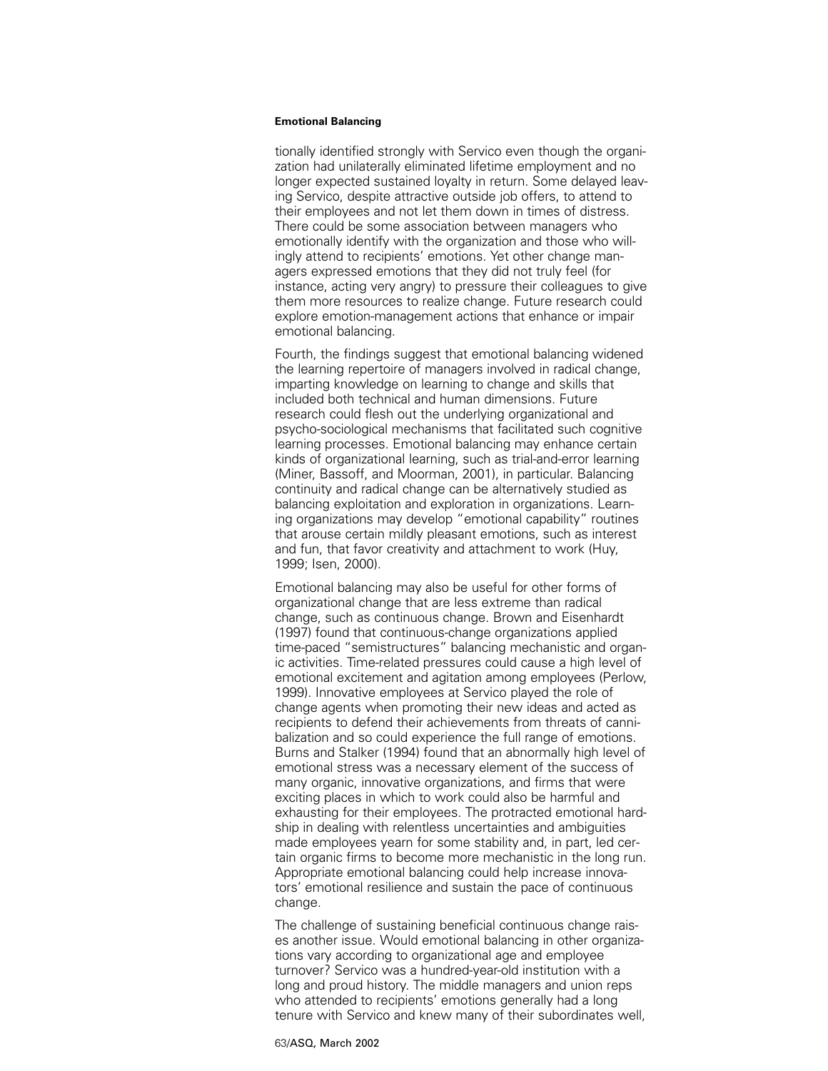tionally identified strongly with Servico even though the organization had unilaterally eliminated lifetime employment and no longer expected sustained loyalty in return. Some delayed leaving Servico, despite attractive outside job offers, to attend to their employees and not let them down in times of distress. There could be some association between managers who emotionally identify with the organization and those who willingly attend to recipients' emotions. Yet other change managers expressed emotions that they did not truly feel (for instance, acting very angry) to pressure their colleagues to give them more resources to realize change. Future research could explore emotion-management actions that enhance or impair emotional balancing.

Fourth, the findings suggest that emotional balancing widened the learning repertoire of managers involved in radical change, imparting knowledge on learning to change and skills that included both technical and human dimensions. Future research could flesh out the underlying organizational and psycho-sociological mechanisms that facilitated such cognitive learning processes. Emotional balancing may enhance certain kinds of organizational learning, such as trial-and-error learning (Miner, Bassoff, and Moorman, 2001), in particular. Balancing continuity and radical change can be alternatively studied as balancing exploitation and exploration in organizations. Learning organizations may develop "emotional capability" routines that arouse certain mildly pleasant emotions, such as interest and fun, that favor creativity and attachment to work (Huy, 1999; Isen, 2000).

Emotional balancing may also be useful for other forms of organizational change that are less extreme than radical change, such as continuous change. Brown and Eisenhardt (1997) found that continuous-change organizations applied time-paced "semistructures" balancing mechanistic and organic activities. Time-related pressures could cause a high level of emotional excitement and agitation among employees (Perlow, 1999). Innovative employees at Servico played the role of change agents when promoting their new ideas and acted as recipients to defend their achievements from threats of cannibalization and so could experience the full range of emotions. Burns and Stalker (1994) found that an abnormally high level of emotional stress was a necessary element of the success of many organic, innovative organizations, and firms that were exciting places in which to work could also be harmful and exhausting for their employees. The protracted emotional hardship in dealing with relentless uncertainties and ambiguities made employees yearn for some stability and, in part, led certain organic firms to become more mechanistic in the long run. Appropriate emotional balancing could help increase innovators' emotional resilience and sustain the pace of continuous change.

The challenge of sustaining beneficial continuous change raises another issue. Would emotional balancing in other organizations vary according to organizational age and employee turnover? Servico was a hundred-year-old institution with a long and proud history. The middle managers and union reps who attended to recipients' emotions generally had a long tenure with Servico and knew many of their subordinates well,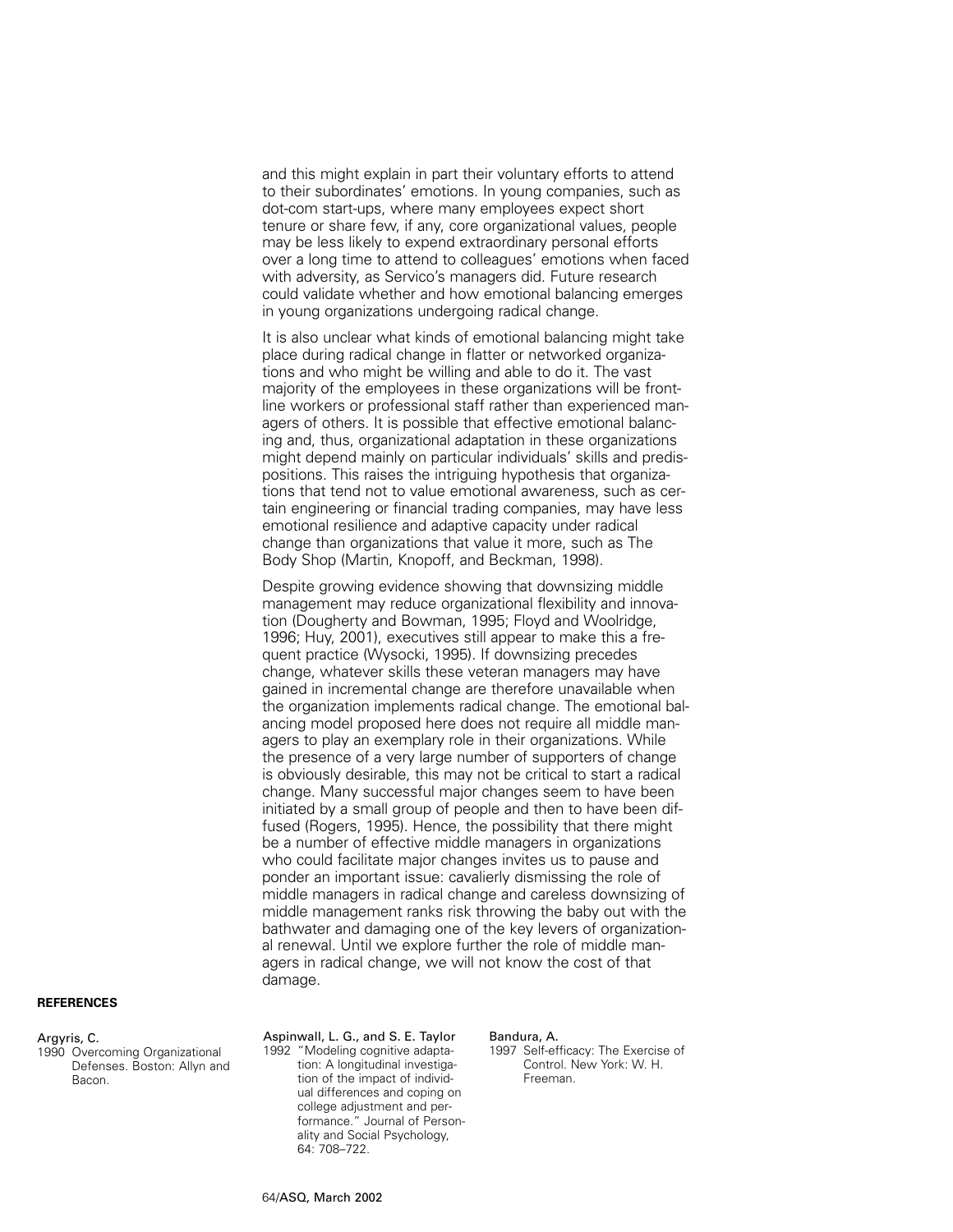and this might explain in part their voluntary efforts to attend to their subordinates' emotions. In young companies, such as dot-com start-ups, where many employees expect short tenure or share few, if any, core organizational values, people may be less likely to expend extraordinary personal efforts over a long time to attend to colleagues' emotions when faced with adversity, as Servico's managers did. Future research could validate whether and how emotional balancing emerges in young organizations undergoing radical change.

It is also unclear what kinds of emotional balancing might take place during radical change in flatter or networked organizations and who might be willing and able to do it. The vast majority of the employees in these organizations will be front-line workers or professional staff rather than experienced managers of others. It is possible that effective emotional balancing and, thus, organizational adaptation in these organizations might depend mainly on particular individuals' skills and predispositions. This raises the intriguing hypothesis that organizations that tend not to value emotional awareness, such as certain engineering or financial trading companies, may have less emotional resilience and adaptive capacity under radical change than organizations that value it more, such as The Body Shop (Martin, Knopoff, and Beckman, 1998).

Despite growing evidence showing that downsizing middle management may reduce organizational flexibility and innovation (Dougherty and Bowman, 1995; Floyd and Woolridge, 1996; Huy, 2001), executives still appear to make this a frequent practice (Wysocki, 1995). If downsizing precedes change, whatever skills these veteran managers may have gained in incremental change are therefore unavailable when the organization implements radical change. The emotional balancing model proposed here does not require all middle managers to play an exemplary role in their organizations. While the presence of a very large number of supporters of change is obviously desirable, this may not be critical to start a radical change. Many successful major changes seem to have been initiated by a small group of people and then to have been diffused (Rogers, 1995). Hence, the possibility that there might be a number of effective middle managers in organizations who could facilitate major changes invites us to pause and ponder an important issue: cavalierly dismissing the role of middle managers in radical change and careless downsizing of middle management ranks risk throwing the baby out with the bathwater and damaging one of the key levers of organizational renewal. Until we explore further the role of middle managers in radical change, we will not know the cost of that damage.

**REFERENCES**

Argyris, C.
1990 Overcoming Organizational Defenses. Boston: Allyn and Bacon.

Aspinwall, L. G., and S. E. Taylor
1992 "Modeling cognitive adaptation: A longitudinal investigation of the impact of individual differences and coping on college adjustment and performance." Journal of Personality and Social Psychology, 64: 708–722.

Bandura, A.
1997 Self-efficacy: The Exercise of Control. New York: W. H. Freeman.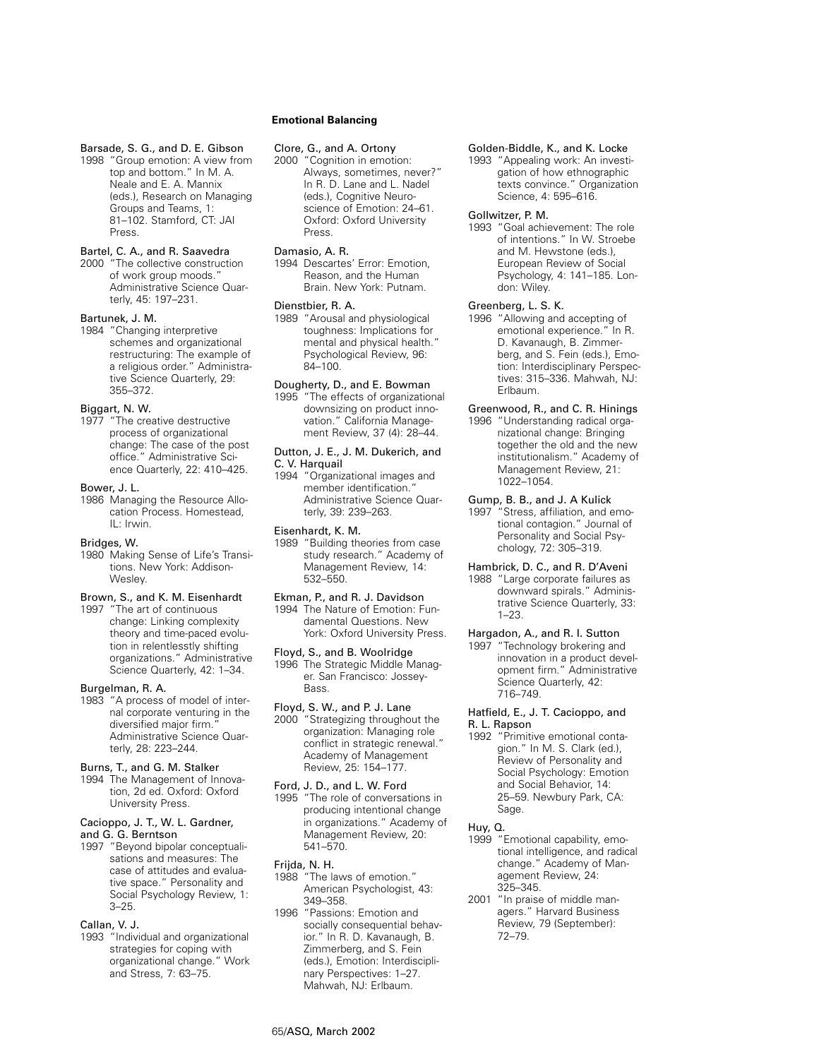Barsade, S. G., and D. E. Gibson
1998 "Group emotion: A view from top and bottom." In M. A. Neale and E. A. Mannix (eds.), Research on Managing Groups and Teams, 1: 81–102. Stamford, CT: JAI Press.

Bartel, C. A., and R. Saavedra
2000 "The collective construction of work group moods." Administrative Science Quarterly, 45: 197–231.

Bartunek, J. M.
1984 "Changing interpretive schemes and organizational restructuring: The example of a religious order." Administrative Science Quarterly, 29: 355–372.

Biggart, N. W.
1977 "The creative destructive process of organizational change: The case of the post office." Administrative Science Quarterly, 22: 410–425.

Bower, J. L.
1986 Managing the Resource Allocation Process. Homestead, IL: Irwin.

Bridges, W.
1980 Making Sense of Life's Transitions. New York: Addison-Wesley.

Brown, S., and K. M. Eisenhardt
1997 "The art of continuous change: Linking complexity theory and time-paced evolution in relentlesstly shifting organizations." Administrative Science Quarterly, 42: 1–34.

Burgelman, R. A.
1983 "A process of model of internal corporate venturing in the diversified major firm." Administrative Science Quarterly, 28: 223–244.

Burns, T., and G. M. Stalker
1994 The Management of Innovation, 2d ed. Oxford: Oxford University Press.

Cacioppo, J. T., W. L. Gardner, and G. G. Berntson
1997 "Beyond bipolar conceptualisations and measures: The case of attitudes and evaluative space." Personality and Social Psychology Review, 1: 3–25.

Callan, V. J.
1993 "Individual and organizational strategies for coping with organizational change." Work and Stress, 7: 63–75.

Clore, G., and A. Ortony
2000 "Cognition in emotion: Always, sometimes, never?" In R. D. Lane and L. Nadel (eds.), Cognitive Neuroscience of Emotion: 24–61. Oxford: Oxford University Press.

Damasio, A. R.
1994 Descartes' Error: Emotion, Reason, and the Human Brain. New York: Putnam.

Dienstbier, R. A.
1989 "Arousal and physiological toughness: Implications for mental and physical health." Psychological Review, 96: 84–100.

Dougherty, D., and E. Bowman
1995 "The effects of organizational downsizing on product innovation." California Management Review, 37 (4): 28–44.

Dutton, J. E., J. M. Dukerich, and C. V. Harquail
1994 "Organizational images and member identification." Administrative Science Quarterly, 39: 239–263.

Eisenhardt, K. M.
1989 "Building theories from case study research." Academy of Management Review, 14: 532–550.

Ekman, P., and R. J. Davidson
1994 The Nature of Emotion: Fundamental Questions. New York: Oxford University Press.

Floyd, S., and B. Woolridge
1996 The Strategic Middle Manager. San Francisco: Jossey-Bass.

Floyd, S. W., and P. J. Lane
2000 "Strategizing throughout the organization: Managing role conflict in strategic renewal." Academy of Management Review, 25: 154–177.

Ford, J. D., and L. W. Ford
1995 "The role of conversations in producing intentional change in organizations." Academy of Management Review, 20: 541–570.

Frijda, N. H.
1988 "The laws of emotion." American Psychologist, 43: 349–358.
1996 "Passions: Emotion and socially consequential behavior." In R. D. Kavanaugh, B. Zimmerberg, and S. Fein (eds.), Emotion: Interdisciplinary Perspectives: 1–27. Mahwah, NJ: Erlbaum.

Golden-Biddle, K., and K. Locke
1993 "Appealing work: An investigation of how ethnographic texts convince." Organization Science, 4: 595–616.

Gollwitzer, P. M.
1993 "Goal achievement: The role of intentions." In W. Stroebe and M. Hewstone (eds.), European Review of Social Psychology, 4: 141–185. London: Wiley.

Greenberg, L. S. K.
1996 "Allowing and accepting of emotional experience." In R. D. Kavanaugh, B. Zimmerberg, and S. Fein (eds.), Emotion: Interdisciplinary Perspectives: 315–336. Mahwah, NJ: Erlbaum.

Greenwood, R., and C. R. Hinings
1996 "Understanding radical organizational change: Bringing together the old and the new institutionalism." Academy of Management Review, 21: 1022–1054.

Gump, B. B., and J. A Kulick
1997 "Stress, affiliation, and emotional contagion." Journal of Personality and Social Psychology, 72: 305–319.

Hambrick, D. C., and R. D'Aveni
1988 "Large corporate failures as downward spirals." Administrative Science Quarterly, 33: 1–23.

Hargadon, A., and R. I. Sutton
1997 "Technology brokering and innovation in a product development firm." Administrative Science Quarterly, 42: 716–749.

Hatfield, E., J. T. Cacioppo, and R. L. Rapson
1992 "Primitive emotional contagion." In M. S. Clark (ed.), Review of Personality and Social Psychology: Emotion and Social Behavior, 14: 25–59. Newbury Park, CA: Sage.

Huy, Q.
1999 "Emotional capability, emotional intelligence, and radical change." Academy of Management Review, 24: 325–345.
2001 "In praise of middle managers." Harvard Business Review, 79 (September): 72–79.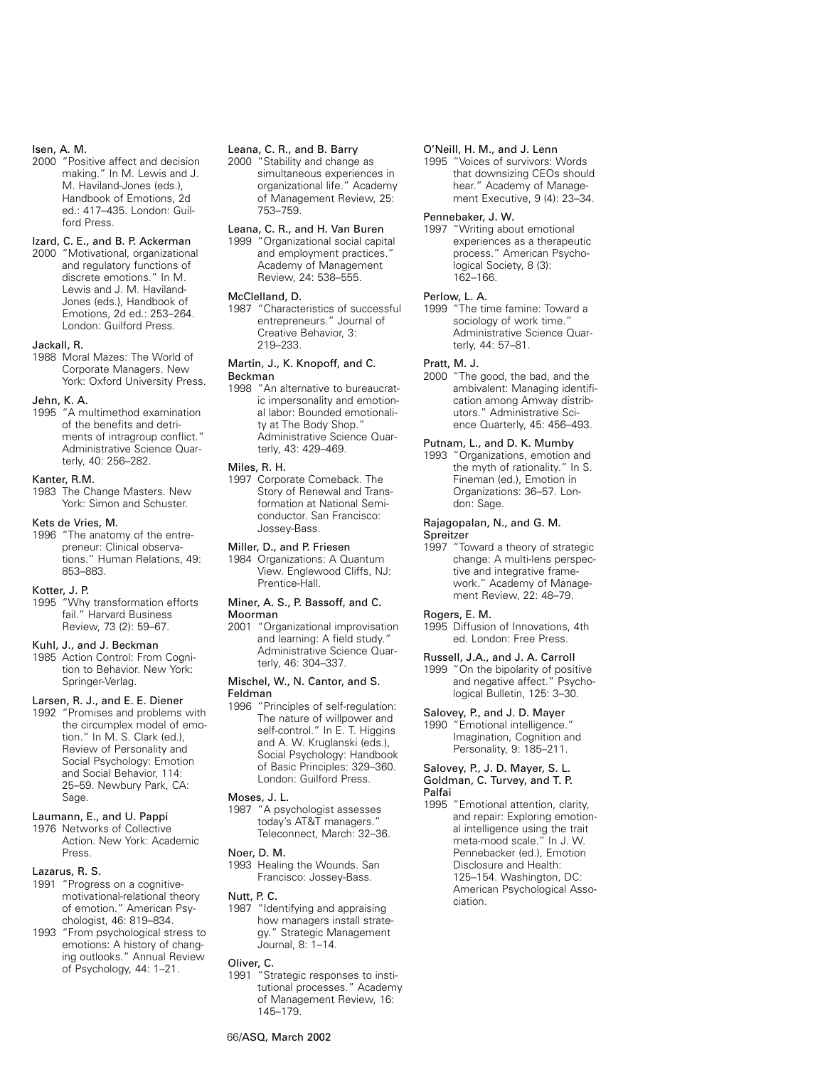Isen, A. M.
2000 "Positive affect and decision making." In M. Lewis and J. M. Haviland-Jones (eds.), Handbook of Emotions, 2d ed.: 417–435. London: Guilford Press.

Izard, C. E., and B. P. Ackerman
2000 "Motivational, organizational and regulatory functions of discrete emotions." In M. Lewis and J. M. Haviland-Jones (eds.), Handbook of Emotions, 2d ed.: 253–264. London: Guilford Press.

Jackall, R.
1988 Moral Mazes: The World of Corporate Managers. New York: Oxford University Press.

Jehn, K. A.
1995 "A multimethod examination of the benefits and detriments of intragroup conflict." Administrative Science Quarterly, 40: 256–282.

Kanter, R.M.
1983 The Change Masters. New York: Simon and Schuster.

Kets de Vries, M.
1996 "The anatomy of the entrepreneur: Clinical observations." Human Relations, 49: 853–883.

Kotter, J. P.
1995 "Why transformation efforts fail." Harvard Business Review, 73 (2): 59–67.

Kuhl, J., and J. Beckman
1985 Action Control: From Cognition to Behavior. New York: Springer-Verlag.

Larsen, R. J., and E. E. Diener
1992 "Promises and problems with the circumplex model of emotion." In M. S. Clark (ed.), Review of Personality and Social Psychology: Emotion and Social Behavior, 114: 25–59. Newbury Park, CA: Sage.

Laumann, E., and U. Pappi
1976 Networks of Collective Action. New York: Academic Press.

Lazarus, R. S.
1991 "Progress on a cognitive-motivational-relational theory of emotion." American Psychologist, 46: 819–834.
1993 "From psychological stress to emotions: A history of changing outlooks." Annual Review of Psychology, 44: 1–21.

Leana, C. R., and B. Barry
2000 "Stability and change as simultaneous experiences in organizational life." Academy of Management Review, 25: 753–759.

Leana, C. R., and H. Van Buren
1999 "Organizational social capital and employment practices." Academy of Management Review, 24: 538–555.

McClelland, D.
1987 "Characteristics of successful entrepreneurs." Journal of Creative Behavior, 3: 219–233.

Martin, J., K. Knopoff, and C. Beckman
1998 "An alternative to bureaucratic impersonality and emotional labor: Bounded emotionality at The Body Shop." Administrative Science Quarterly, 43: 429–469.

Miles, R. H.
1997 Corporate Comeback. The Story of Renewal and Transformation at National Semiconductor. San Francisco: Jossey-Bass.

Miller, D., and P. Friesen
1984 Organizations: A Quantum View. Englewood Cliffs, NJ: Prentice-Hall.

Miner, A. S., P. Bassoff, and C. Moorman
2001 "Organizational improvisation and learning: A field study." Administrative Science Quarterly, 46: 304–337.

Mischel, W., N. Cantor, and S. Feldman
1996 "Principles of self-regulation: The nature of willpower and self-control." In E. T. Higgins and A. W. Kruglanski (eds.), Social Psychology: Handbook of Basic Principles: 329–360. London: Guilford Press.

Moses, J. L.
1987 "A psychologist assesses today's AT&T managers." Teleconnect, March: 32–36.

Noer, D. M.
1993 Healing the Wounds. San Francisco: Jossey-Bass.

Nutt, P. C.
1987 "Identifying and appraising how managers install strategy." Strategic Management Journal, 8: 1–14.

Oliver, C.
1991 "Strategic responses to institutional processes." Academy of Management Review, 16: 145–179.

O'Neill, H. M., and J. Lenn
1995 "Voices of survivors: Words that downsizing CEOs should hear." Academy of Management Executive, 9 (4): 23–34.

Pennebaker, J. W.
1997 "Writing about emotional experiences as a therapeutic process." American Psychological Society, 8 (3): 162–166.

Perlow, L. A.
1999 "The time famine: Toward a sociology of work time." Administrative Science Quarterly, 44: 57–81.

Pratt, M. J.
2000 "The good, the bad, and the ambivalent: Managing identification among Amway distributors." Administrative Science Quarterly, 45: 456–493.

Putnam, L., and D. K. Mumby
1993 "Organizations, emotion and the myth of rationality." In S. Fineman (ed.), Emotion in Organizations: 36–57. London: Sage.

Rajagopalan, N., and G. M. Spreitzer
1997 "Toward a theory of strategic change: A multi-lens perspective and integrative framework." Academy of Management Review, 22: 48–79.

Rogers, E. M.
1995 Diffusion of Innovations, 4th ed. London: Free Press.

Russell, J.A., and J. A. Carroll
1999 "On the bipolarity of positive and negative affect." Psychological Bulletin, 125: 3–30.

Salovey, P., and J. D. Mayer
1990 "Emotional intelligence." Imagination, Cognition and Personality, 9: 185–211.

Salovey, P., J. D. Mayer, S. L. Goldman, C. Turvey, and T. P. Palfai
1995 "Emotional attention, clarity, and repair: Exploring emotional intelligence using the trait meta-mood scale." In J. W. Pennebacker (ed.), Emotion Disclosure and Health: 125–154. Washington, DC: American Psychological Association.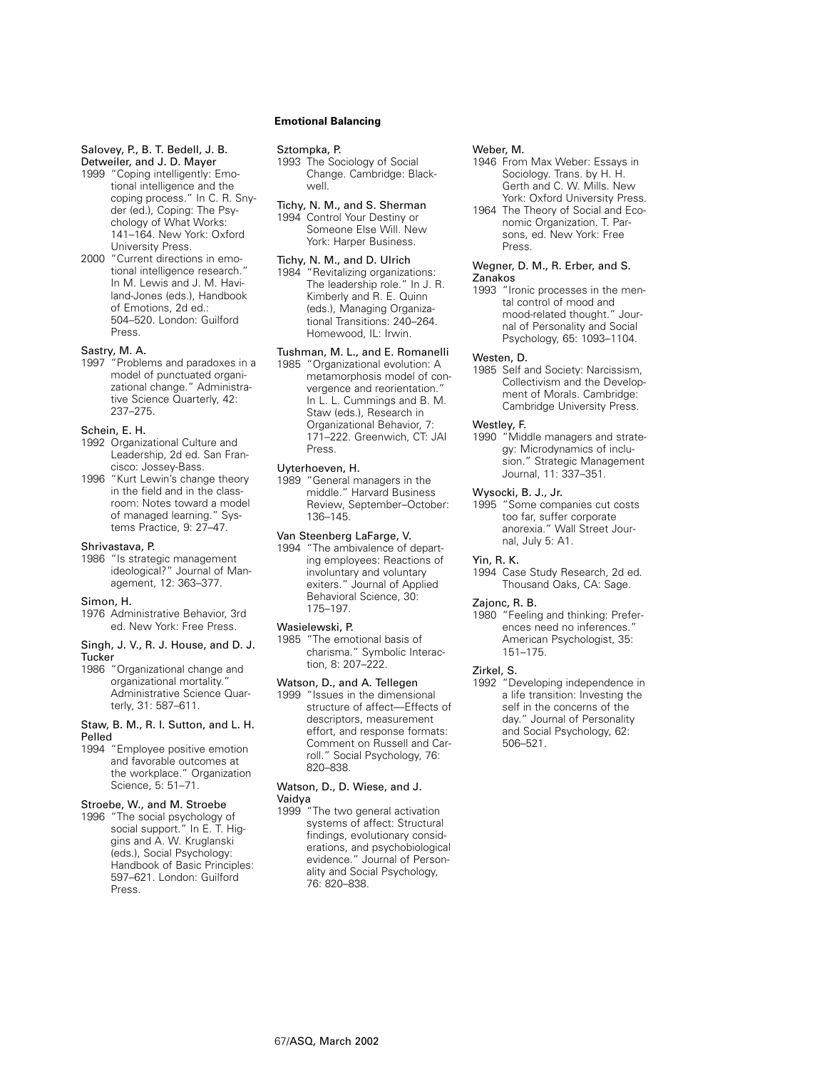Salovey, P., B. T. Bedell, J. B. Detweiler, and J. D. Mayer

1999 "Coping intelligently: Emotional intelligence and the coping process." In C. R. Snyder (ed.), Coping: The Psychology of What Works: 141–164. New York: Oxford University Press.

2000 "Current directions in emotional intelligence research." In M. Lewis and J. M. Haviland-Jones (eds.), Handbook of Emotions, 2d ed.: 504–520. London: Guilford Press.

Sastry, M. A.

1997 "Problems and paradoxes in a model of punctuated organizational change." Administrative Science Quarterly, 42: 237–275.

Schein, E. H.

1992 Organizational Culture and Leadership, 2d ed. San Francisco: Jossey-Bass.

1996 "Kurt Lewin's change theory in the field and in the classroom: Notes toward a model of managed learning." Systems Practice, 9: 27–47.

Shrivastava, P.

1986 "Is strategic management ideological?" Journal of Management, 12: 363–377.

Simon, H.

1976 Administrative Behavior, 3rd ed. New York: Free Press.

Singh, J. V., R. J. House, and D. J. Tucker

1986 "Organizational change and organizational mortality." Administrative Science Quarterly, 31: 587–611.

Staw, B. M., R. I. Sutton, and L. H. Pelled

1994 "Employee positive emotion and favorable outcomes at the workplace." Organization Science, 5: 51–71.

Stroebe, W., and M. Stroebe

1996 "The social psychology of social support." In E. T. Higgins and A. W. Kruglanski (eds.), Social Psychology: Handbook of Basic Principles: 597–621. London: Guilford Press.

Sztompka, P.

1993 The Sociology of Social Change. Cambridge: Blackwell.

Tichy, N. M., and S. Sherman

1994 Control Your Destiny or Someone Else Will. New York: Harper Business.

Tichy, N. M., and D. Ulrich

1984 "Revitalizing organizations: The leadership role." In J. R. Kimberly and R. E. Quinn (eds.), Managing Organizational Transitions: 240–264. Homewood, IL: Irwin.

Tushman, M. L., and E. Romanelli

1985 "Organizational evolution: A metamorphosis model of convergence and reorientation." In L. L. Cummings and B. M. Staw (eds.), Research in Organizational Behavior, 7: 171–222. Greenwich, CT: JAI Press.

Uyterhoeven, H.

1989 "General managers in the middle." Harvard Business Review, September–October: 136–145.

Van Steenberg LaFarge, V.

1994 "The ambivalence of departing employees: Reactions of involuntary and voluntary exiters." Journal of Applied Behavioral Science, 30: 175–197.

Wasielewski, P.

1985 "The emotional basis of charisma." Symbolic Interaction, 8: 207–222.

Watson, D., and A. Tellegen

1999 "Issues in the dimensional structure of affect—Effects of descriptors, measurement effort, and response formats: Comment on Russell and Carroll." Social Psychology, 76: 820–838.

Watson, D., D. Wiese, and J. Vaidya

1999 "The two general activation systems of affect: Structural findings, evolutionary considerations, and psychobiological evidence." Journal of Personality and Social Psychology, 76: 820–838.

Weber, M.

1946 From Max Weber: Essays in Sociology. Trans. by H. H. Gerth and C. W. Mills. New York: Oxford University Press.

1964 The Theory of Social and Economic Organization. T. Parsons, ed. New York: Free Press.

Wegner, D. M., R. Erber, and S. Zanakos

1993 "Ironic processes in the mental control of mood and mood-related thought." Journal of Personality and Social Psychology, 65: 1093–1104.

Westen, D.

1985 Self and Society: Narcissism, Collectivism and the Development of Morals. Cambridge: Cambridge University Press.

Westley, F.

1990 "Middle managers and strategy: Microdynamics of inclusion." Strategic Management Journal, 11: 337–351.

Wysocki, B. J., Jr.

1995 "Some companies cut costs too far, suffer corporate anorexia." Wall Street Journal, July 5: A1.

Yin, R. K.

1994 Case Study Research, 2d ed. Thousand Oaks, CA: Sage.

Zajonc, R. B.

1980 "Feeling and thinking: Preferences need no inferences." American Psychologist, 35: 151–175.

Zirkel, S.

1992 "Developing independence in a life transition: Investing the self in the concerns of the day." Journal of Personality and Social Psychology, 62: 506–521.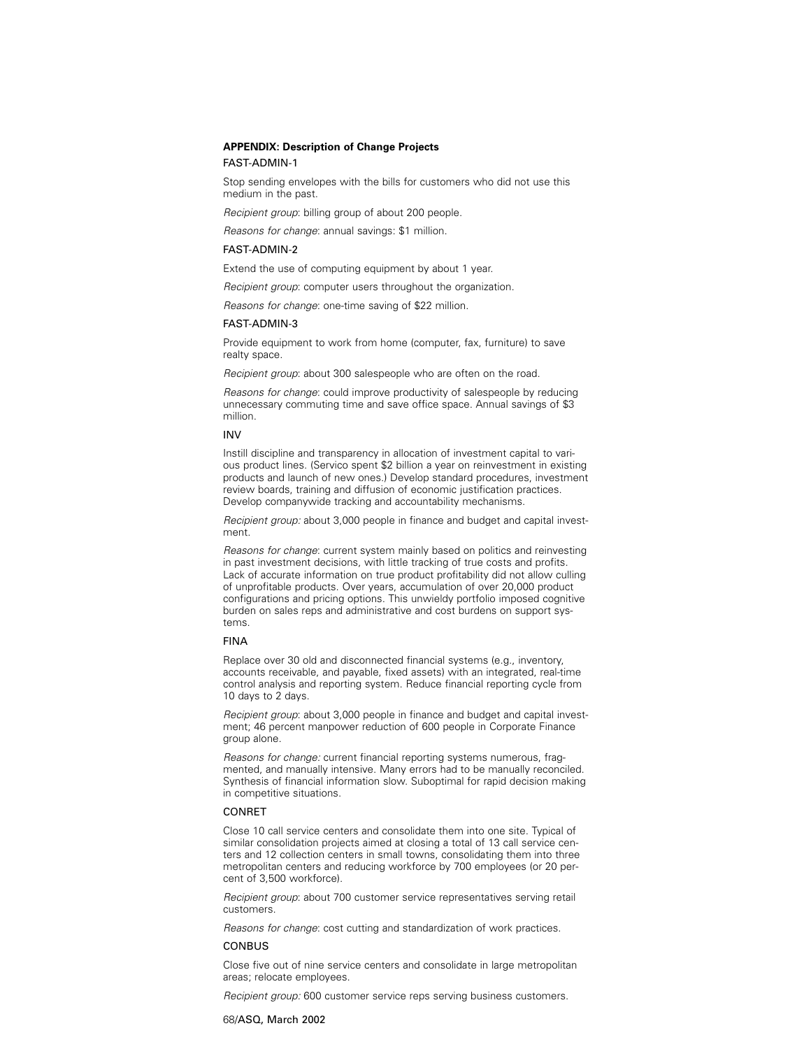## APPENDIX: Description of Change Projects

### FAST-ADMIN-1

Stop sending envelopes with the bills for customers who did not use this medium in the past.

*Recipient group*: billing group of about 200 people.

*Reasons for change*: annual savings: $1 million.

### FAST-ADMIN-2

Extend the use of computing equipment by about 1 year.

*Recipient group*: computer users throughout the organization.

*Reasons for change*: one-time saving of $22 million.

### FAST-ADMIN-3

Provide equipment to work from home (computer, fax, furniture) to save realty space.

*Recipient group*: about 300 salespeople who are often on the road.

*Reasons for change*: could improve productivity of salespeople by reducing unnecessary commuting time and save office space. Annual savings of $3 million.

### INV

Instill discipline and transparency in allocation of investment capital to various product lines. (Servico spent $2 billion a year on reinvestment in existing products and launch of new ones.) Develop standard procedures, investment review boards, training and diffusion of economic justification practices. Develop companywide tracking and accountability mechanisms.

*Recipient group:* about 3,000 people in finance and budget and capital investment.

*Reasons for change*: current system mainly based on politics and reinvesting in past investment decisions, with little tracking of true costs and profits. Lack of accurate information on true product profitability did not allow culling of unprofitable products. Over years, accumulation of over 20,000 product configurations and pricing options. This unwieldy portfolio imposed cognitive burden on sales reps and administrative and cost burdens on support systems.

### FINA

Replace over 30 old and disconnected financial systems (e.g., inventory, accounts receivable, and payable, fixed assets) with an integrated, real-time control analysis and reporting system. Reduce financial reporting cycle from 10 days to 2 days.

*Recipient group*: about 3,000 people in finance and budget and capital investment; 46 percent manpower reduction of 600 people in Corporate Finance group alone.

*Reasons for change:* current financial reporting systems numerous, fragmented, and manually intensive. Many errors had to be manually reconciled. Synthesis of financial information slow. Suboptimal for rapid decision making in competitive situations.

### CONRET

Close 10 call service centers and consolidate them into one site. Typical of similar consolidation projects aimed at closing a total of 13 call service centers and 12 collection centers in small towns, consolidating them into three metropolitan centers and reducing workforce by 700 employees (or 20 percent of 3,500 workforce).

*Recipient group*: about 700 customer service representatives serving retail customers.

*Reasons for change*: cost cutting and standardization of work practices.

### CONBUS

Close five out of nine service centers and consolidate in large metropolitan areas; relocate employees.

*Recipient group:* 600 customer service reps serving business customers.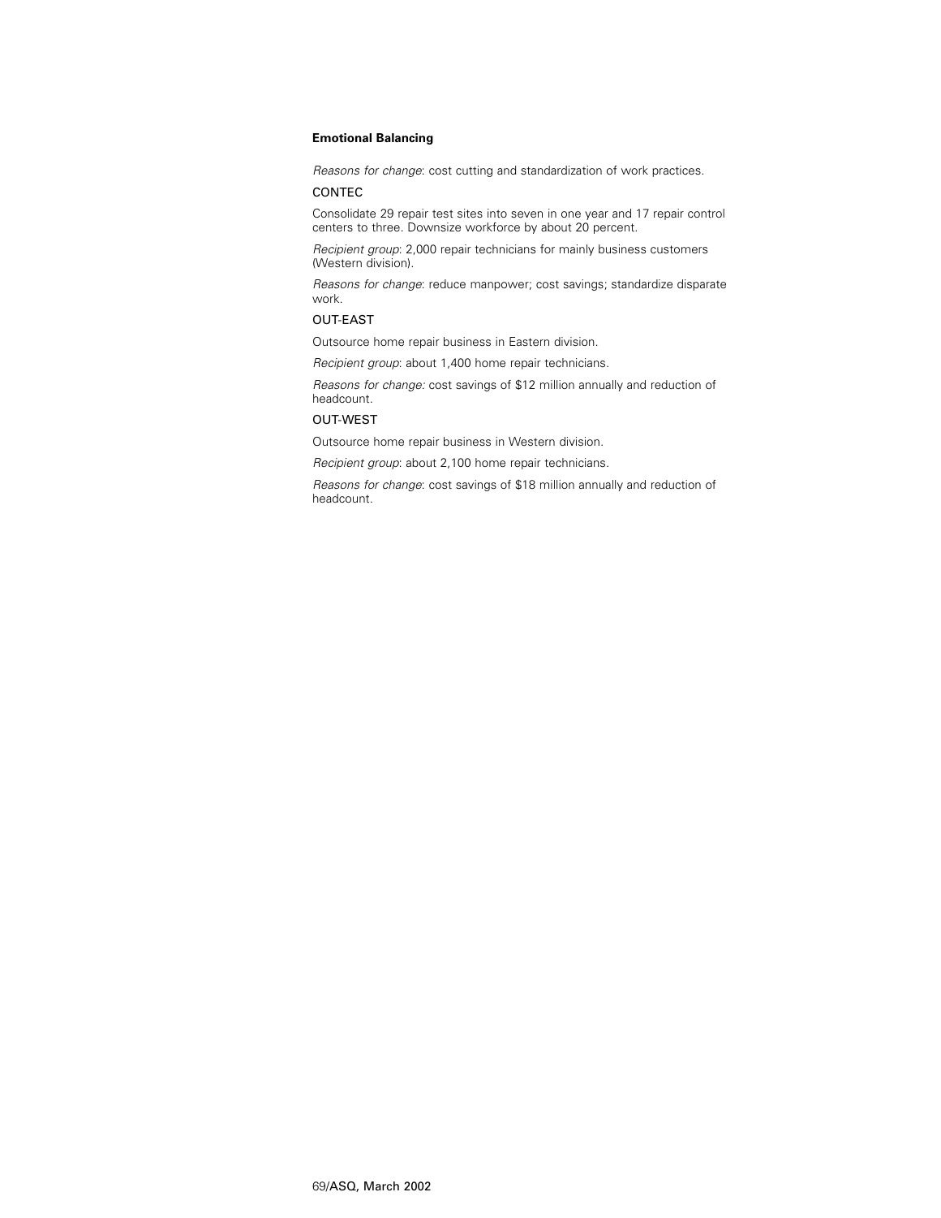*Reasons for change*: cost cutting and standardization of work practices.

CONTEC

Consolidate 29 repair test sites into seven in one year and 17 repair control centers to three. Downsize workforce by about 20 percent.

*Recipient group*: 2,000 repair technicians for mainly business customers (Western division).

*Reasons for change*: reduce manpower; cost savings; standardize disparate work.

OUT-EAST

Outsource home repair business in Eastern division.

*Recipient group*: about 1,400 home repair technicians.

*Reasons for change:* cost savings of $12 million annually and reduction of headcount.

OUT-WEST

Outsource home repair business in Western division.

*Recipient group*: about 2,100 home repair technicians.

*Reasons for change*: cost savings of $18 million annually and reduction of headcount.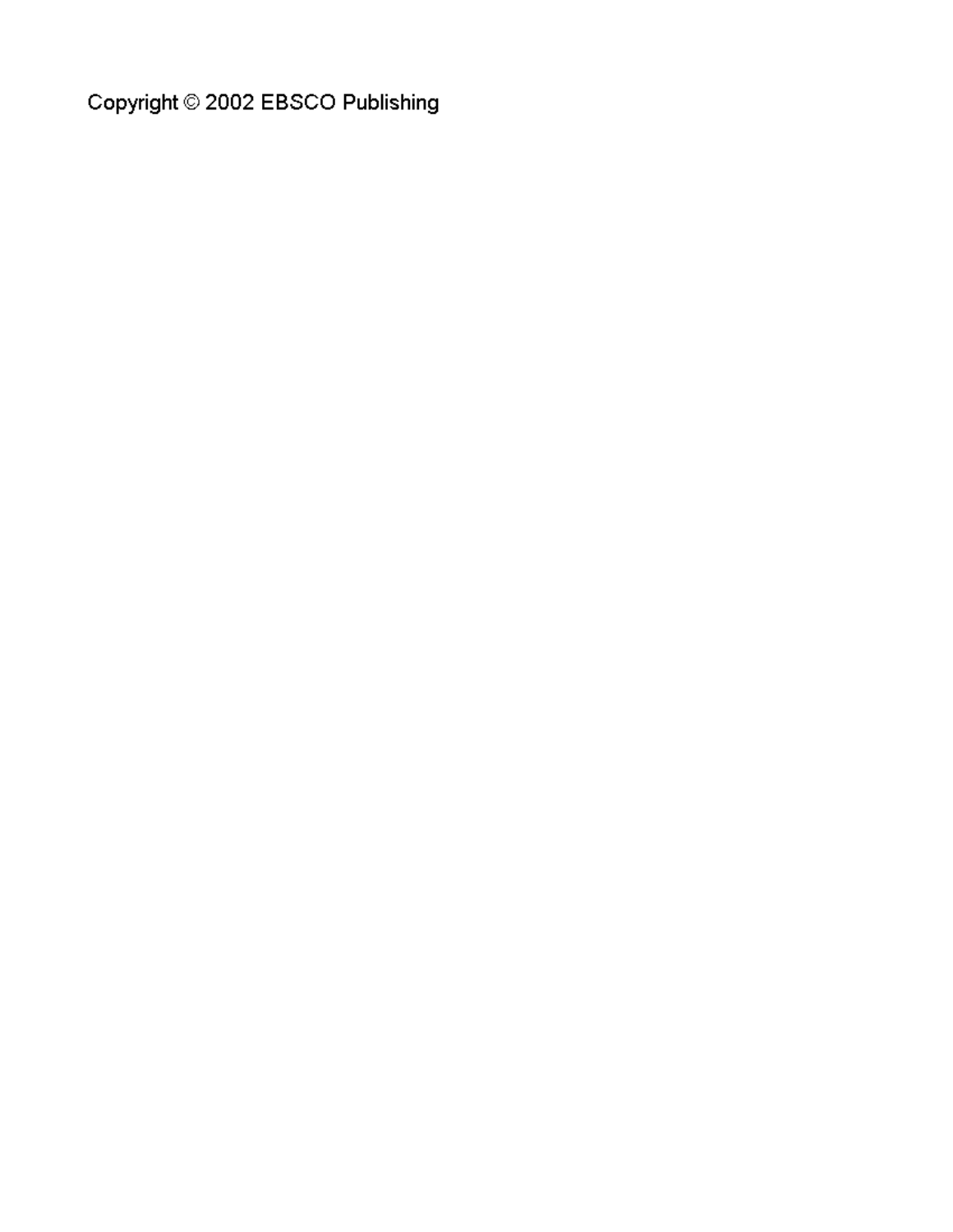Copyright © 2002 EBSCO Publishing